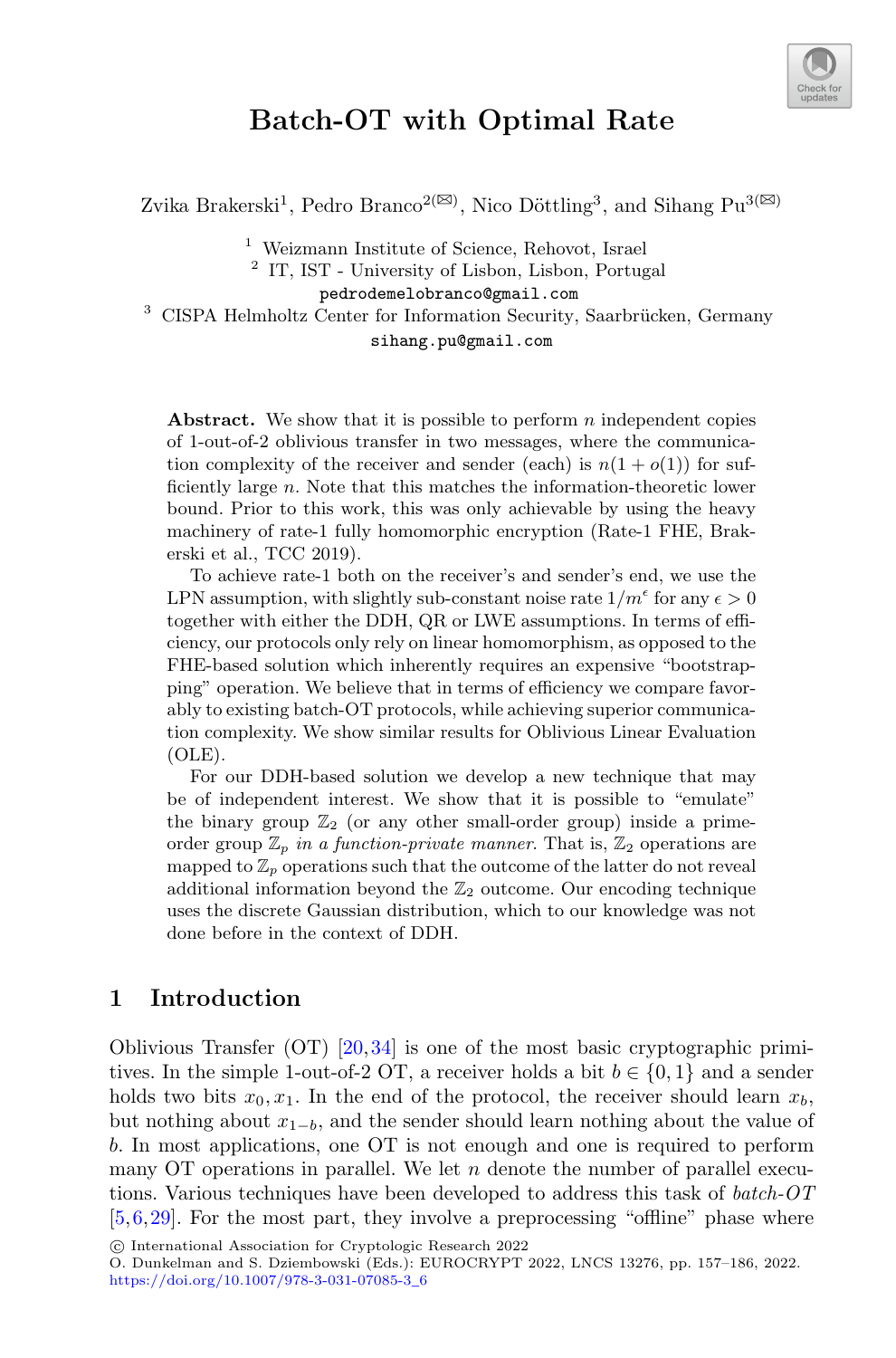# Batch-OT with Optimal Rate

Zvika Brakerski[1], Pedro Branco[2](✉), Nico Döttling[3], and Sihang Pu[3](✉)

[1] Weizmann Institute of Science, Rehovot, Israel

[2] IT, IST - University of Lisbon, Lisbon, Portugal

pedrodemelobranco@gmail.com

[3] CISPA Helmholtz Center for Information Security, Saarbrücken, Germany

sihang.pu@gmail.com

**Abstract.** We show that it is possible to perform $n$ independent copies of 1-out-of-2 oblivious transfer in two messages, where the communication complexity of the receiver and sender (each) is $n(1 + o(1))$ for sufficiently large $n$. Note that this matches the information-theoretic lower bound. Prior to this work, this was only achievable by using the heavy machinery of rate-1 fully homomorphic encryption (Rate-1 FHE, Brakerski et al., TCC 2019).

To achieve rate-1 both on the receiver's and sender's end, we use the LPN assumption, with slightly sub-constant noise rate $1/m^{\epsilon}$ for any $\epsilon > 0$ together with either the DDH, QR or LWE assumptions. In terms of efficiency, our protocols only rely on linear homomorphism, as opposed to the FHE-based solution which inherently requires an expensive "bootstrapping" operation. We believe that in terms of efficiency we compare favorably to existing batch-OT protocols, while achieving superior communication complexity. We show similar results for Oblivious Linear Evaluation (OLE).

For our DDH-based solution we develop a new technique that may be of independent interest. We show that it is possible to "emulate" the binary group $\mathbb{Z}_2$ (or any other small-order group) inside a prime-order group $\mathbb{Z}_p$ *in a function-private manner*. That is, $\mathbb{Z}_2$ operations are mapped to $\mathbb{Z}_p$ operations such that the outcome of the latter do not reveal additional information beyond the $\mathbb{Z}_2$ outcome. Our encoding technique uses the discrete Gaussian distribution, which to our knowledge was not done before in the context of DDH.

## 1 Introduction

Oblivious Transfer (OT) [20,34] is one of the most basic cryptographic primitives. In the simple 1-out-of-2 OT, a receiver holds a bit $b \in \{0, 1\}$ and a sender holds two bits $x_0, x_1$. In the end of the protocol, the receiver should learn $x_b$, but nothing about $x_{1-b}$, and the sender should learn nothing about the value of $b$. In most applications, one OT is not enough and one is required to perform many OT operations in parallel. We let $n$ denote the number of parallel executions. Various techniques have been developed to address this task of *batch-OT* [5,6,29]. For the most part, they involve a preprocessing "offline" phase where

© International Association for Cryptologic Research 2022
O. Dunkelman and S. Dziembowski (Eds.): EUROCRYPT 2022, LNCS 13276, pp. 157–186, 2022.
https://doi.org/10.1007/978-3-031-07085-3_6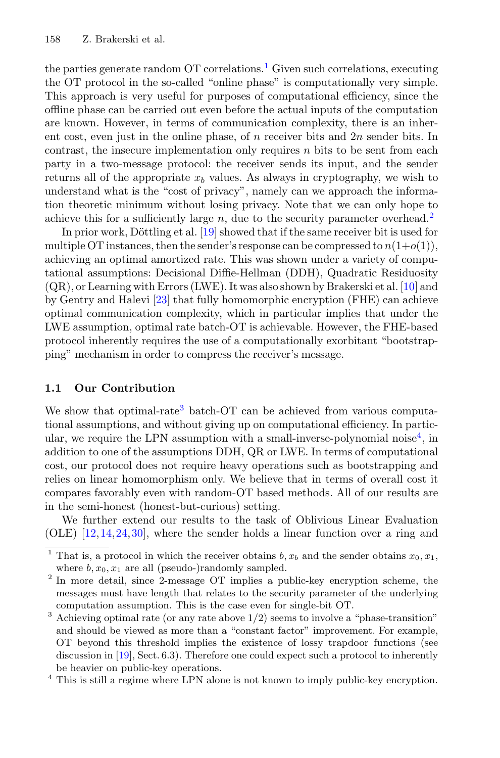the parties generate random OT correlations.[1] Given such correlations, executing the OT protocol in the so-called "online phase" is computationally very simple. This approach is very useful for purposes of computational efficiency, since the offline phase can be carried out even before the actual inputs of the computation are known. However, in terms of communication complexity, there is an inherent cost, even just in the online phase, of $n$ receiver bits and $2n$ sender bits. In contrast, the insecure implementation only requires $n$ bits to be sent from each party in a two-message protocol: the receiver sends its input, and the sender returns all of the appropriate $x_b$ values. As always in cryptography, we wish to understand what is the "cost of privacy", namely can we approach the information theoretic minimum without losing privacy. Note that we can only hope to achieve this for a sufficiently large $n$, due to the security parameter overhead.[2]

In prior work, Döttling et al. [19] showed that if the same receiver bit is used for multiple OT instances, then the sender's response can be compressed to $n(1+o(1))$, achieving an optimal amortized rate. This was shown under a variety of computational assumptions: Decisional Diffie-Hellman (DDH), Quadratic Residuosity (QR), or Learning with Errors (LWE). It was also shown by Brakerski et al. [10] and by Gentry and Halevi [23] that fully homomorphic encryption (FHE) can achieve optimal communication complexity, which in particular implies that under the LWE assumption, optimal rate batch-OT is achievable. However, the FHE-based protocol inherently requires the use of a computationally exorbitant "bootstrapping" mechanism in order to compress the receiver's message.

### 1.1 Our Contribution

We show that optimal-rate[3] batch-OT can be achieved from various computational assumptions, and without giving up on computational efficiency. In particular, we require the LPN assumption with a small-inverse-polynomial noise[4], in addition to one of the assumptions DDH, QR or LWE. In terms of computational cost, our protocol does not require heavy operations such as bootstrapping and relies on linear homomorphism only. We believe that in terms of overall cost it compares favorably even with random-OT based methods. All of our results are in the semi-honest (honest-but-curious) setting.

We further extend our results to the task of Oblivious Linear Evaluation (OLE) [12,14,24,30], where the sender holds a linear function over a ring and

---

[1] That is, a protocol in which the receiver obtains $b, x_b$ and the sender obtains $x_0, x_1$, where $b, x_0, x_1$ are all (pseudo-)randomly sampled.

[2] In more detail, since 2-message OT implies a public-key encryption scheme, the messages must have length that relates to the security parameter of the underlying computation assumption. This is the case even for single-bit OT.

[3] Achieving optimal rate (or any rate above 1/2) seems to involve a "phase-transition" and should be viewed as more than a "constant factor" improvement. For example, OT beyond this threshold implies the existence of lossy trapdoor functions (see discussion in [19], Sect. 6.3). Therefore one could expect such a protocol to inherently be heavier on public-key operations.

[4] This is still a regime where LPN alone is not known to imply public-key encryption.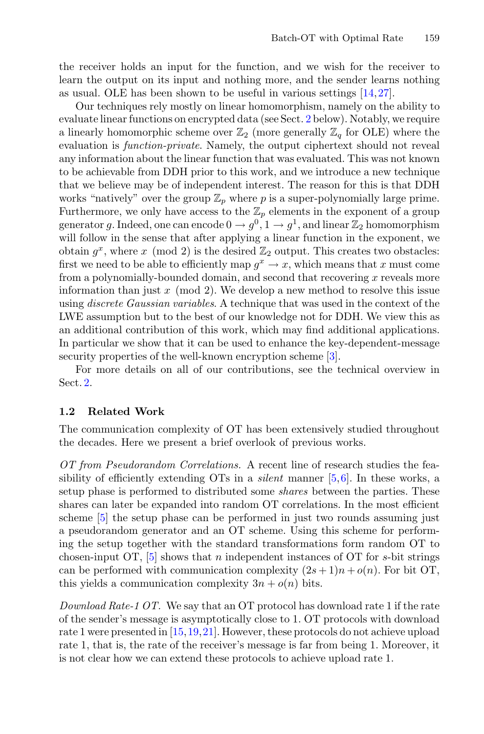the receiver holds an input for the function, and we wish for the receiver to learn the output on its input and nothing more, and the sender learns nothing as usual. OLE has been shown to be useful in various settings [14,27].

Our techniques rely mostly on linear homomorphism, namely on the ability to evaluate linear functions on encrypted data (see Sect. 2 below). Notably, we require a linearly homomorphic scheme over $\mathbb{Z}_2$ (more generally $\mathbb{Z}_q$ for OLE) where the evaluation is *function-private*. Namely, the output ciphertext should not reveal any information about the linear function that was evaluated. This was not known to be achievable from DDH prior to this work, and we introduce a new technique that we believe may be of independent interest. The reason for this is that DDH works "natively" over the group $\mathbb{Z}_p$ where $p$ is a super-polynomially large prime. Furthermore, we only have access to the $\mathbb{Z}_p$ elements in the exponent of a group generator $g$. Indeed, one can encode $0 \rightarrow g^0, 1 \rightarrow g^1$, and linear $\mathbb{Z}_2$ homomorphism will follow in the sense that after applying a linear function in the exponent, we obtain $g^x$, where $x \pmod 2$ is the desired $\mathbb{Z}_2$ output. This creates two obstacles: first we need to be able to efficiently map $g^x \rightarrow x$, which means that $x$ must come from a polynomially-bounded domain, and second that recovering $x$ reveals more information than just $x \pmod 2$. We develop a new method to resolve this issue using *discrete Gaussian variables*. A technique that was used in the context of the LWE assumption but to the best of our knowledge not for DDH. We view this as an additional contribution of this work, which may find additional applications. In particular we show that it can be used to enhance the key-dependent-message security properties of the well-known encryption scheme [3].

For more details on all of our contributions, see the technical overview in Sect. 2.

### 1.2 Related Work

The communication complexity of OT has been extensively studied throughout the decades. Here we present a brief overlook of previous works.

*OT from Pseudorandom Correlations.* A recent line of research studies the feasibility of efficiently extending OTs in a *silent* manner [5,6]. In these works, a setup phase is performed to distributed some *shares* between the parties. These shares can later be expanded into random OT correlations. In the most efficient scheme [5] the setup phase can be performed in just two rounds assuming just a pseudorandom generator and an OT scheme. Using this scheme for performing the setup together with the standard transformations form random OT to chosen-input OT, [5] shows that $n$ independent instances of OT for $s$-bit strings can be performed with communication complexity $(2s+1)n + o(n)$. For bit OT, this yields a communication complexity $3n + o(n)$ bits.

*Download Rate-1 OT.* We say that an OT protocol has download rate 1 if the rate of the sender's message is asymptotically close to 1. OT protocols with download rate 1 were presented in [15,19,21]. However, these protocols do not achieve upload rate 1, that is, the rate of the receiver's message is far from being 1. Moreover, it is not clear how we can extend these protocols to achieve upload rate 1.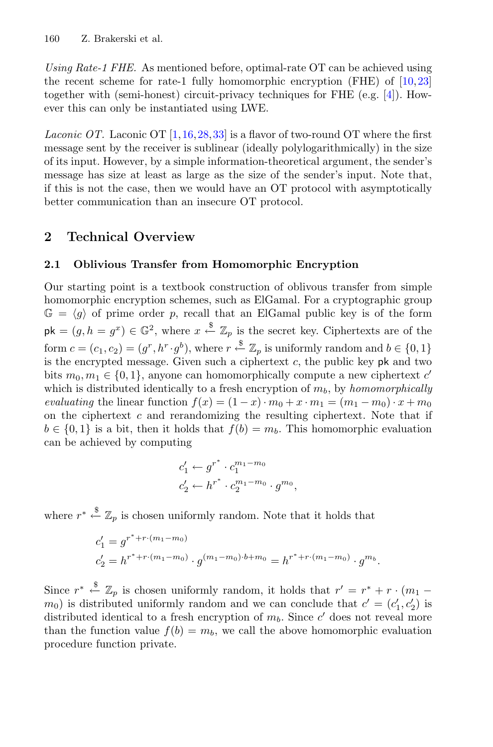*Using Rate-1 FHE.* As mentioned before, optimal-rate OT can be achieved using the recent scheme for rate-1 fully homomorphic encryption (FHE) of [10,23] together with (semi-honest) circuit-privacy techniques for FHE (e.g. [4]). However this can only be instantiated using LWE.

*Laconic OT.* Laconic OT [1,16,28,33] is a flavor of two-round OT where the first message sent by the receiver is sublinear (ideally polylogarithmically) in the size of its input. However, by a simple information-theoretical argument, the sender's message has size at least as large as the size of the sender's input. Note that, if this is not the case, then we would have an OT protocol with asymptotically better communication than an insecure OT protocol.

## 2 Technical Overview

### 2.1 Oblivious Transfer from Homomorphic Encryption

Our starting point is a textbook construction of oblivous transfer from simple homomorphic encryption schemes, such as ElGamal. For a cryptographic group $\mathbb{G} = \langle g \rangle$ of prime order $p$, recall that an ElGamal public key is of the form $\mathsf{pk} = (g, h = g^x) \in \mathbb{G}^2$, where $x \xleftarrow{\$} \mathbb{Z}_p$ is the secret key. Ciphertexts are of the form $c = (c_1, c_2) = (g^r, h^r \cdot g^b)$, where $r \xleftarrow{\$} \mathbb{Z}_p$ is uniformly random and $b \in \{0, 1\}$ is the encrypted message. Given such a ciphertext $c$, the public key $\mathsf{pk}$ and two bits $m_0, m_1 \in \{0, 1\}$, anyone can homomorphically compute a new ciphertext $c'$ which is distributed identically to a fresh encryption of $m_b$, by *homomorphically evaluating* the linear function $f(x) = (1 - x) \cdot m_0 + x \cdot m_1 = (m_1 - m_0) \cdot x + m_0$ on the ciphertext $c$ and rerandomizing the resulting ciphertext. Note that if $b \in \{0, 1\}$ is a bit, then it holds that $f(b) = m_b$. This homomorphic evaluation can be achieved by computing

$$
\begin{aligned}
c_1' &\leftarrow g^{r^*} \cdot c_1^{m_1 - m_0} \\
c_2' &\leftarrow h^{r^*} \cdot c_2^{m_1 - m_0} \cdot g^{m_0},
\end{aligned}
$$

where $r^* \xleftarrow{\$} \mathbb{Z}_p$ is chosen uniformly random. Note that it holds that

$$
\begin{aligned}
c_1' &= g^{r^* + r \cdot (m_1 - m_0)} \\
c_2' &= h^{r^* + r \cdot (m_1 - m_0)} \cdot g^{(m_1 - m_0) \cdot b + m_0} = h^{r^* + r \cdot (m_1 - m_0)} \cdot g^{m_b}.
\end{aligned}
$$

Since $r^* \xleftarrow{\$} \mathbb{Z}_p$ is chosen uniformly random, it holds that $r' = r^* + r \cdot (m_1 - m_0)$ is distributed uniformly random and we can conclude that $c' = (c_1', c_2')$ is distributed identical to a fresh encryption of $m_b$. Since $c'$ does not reveal more than the function value $f(b) = m_b$, we call the above homomorphic evaluation procedure function private.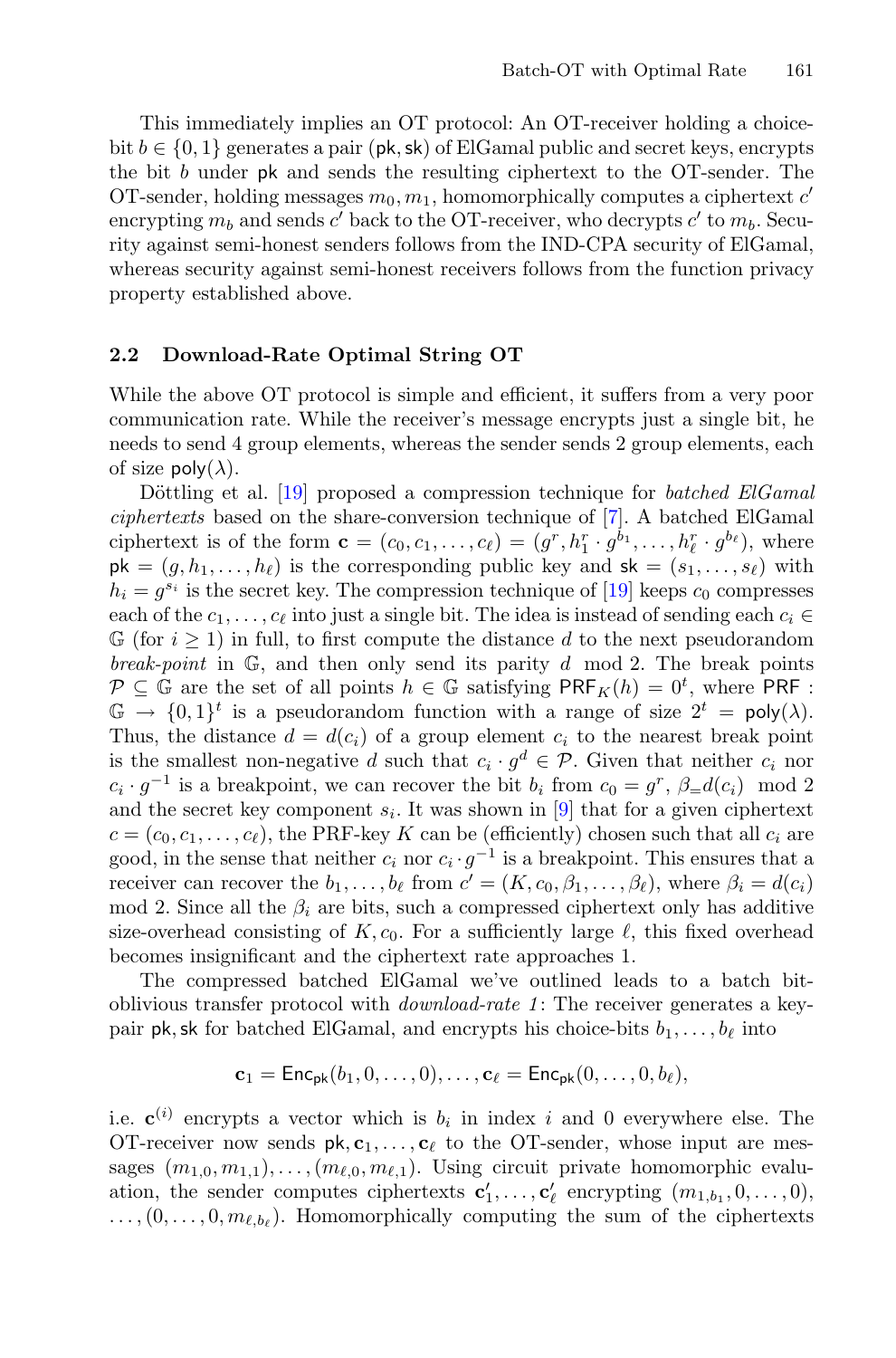This immediately implies an OT protocol: An OT-receiver holding a choice-bit $b \in \{0,1\}$ generates a pair $(\mathsf{pk}, \mathsf{sk})$ of ElGamal public and secret keys, encrypts the bit $b$ under $\mathsf{pk}$ and sends the resulting ciphertext to the OT-sender. The OT-sender, holding messages $m_0, m_1$, homomorphically computes a ciphertext $c'$ encrypting $m_b$ and sends $c'$ back to the OT-receiver, who decrypts $c'$ to $m_b$. Security against semi-honest senders follows from the IND-CPA security of ElGamal, whereas security against semi-honest receivers follows from the function privacy property established above.

### 2.2 Download-Rate Optimal String OT

While the above OT protocol is simple and efficient, it suffers from a very poor communication rate. While the receiver's message encrypts just a single bit, he needs to send 4 group elements, whereas the sender sends 2 group elements, each of size $\mathsf{poly}(\lambda)$.

Döttling et al. [19] proposed a compression technique for *batched ElGamal ciphertexts* based on the share-conversion technique of [7]. A batched ElGamal ciphertext is of the form $\mathbf{c} = (c_0, c_1, \ldots, c_\ell) = (g^r, h_1^r \cdot g^{b_1}, \ldots, h_\ell^r \cdot g^{b_\ell})$, where $\mathsf{pk} = (g, h_1, \ldots, h_\ell)$ is the corresponding public key and $\mathsf{sk} = (s_1, \ldots, s_\ell)$ with $h_i = g^{s_i}$ is the secret key. The compression technique of [19] keeps $c_0$ compresses each of the $c_1, \ldots, c_\ell$ into just a single bit. The idea is instead of sending each $c_i \in \mathbb{G}$ (for $i \geq 1$) in full, to first compute the distance $d$ to the next pseudorandom *break-point* in $\mathbb{G}$, and then only send its parity $d \mod 2$. The break points $\mathcal{P} \subseteq \mathbb{G}$ are the set of all points $h \in \mathbb{G}$ satisfying $\mathsf{PRF}_K(h) = 0^t$, where $\mathsf{PRF} : \mathbb{G} \to \{0,1\}^t$ is a pseudorandom function with a range of size $2^t = \mathsf{poly}(\lambda)$. Thus, the distance $d = d(c_i)$ of a group element $c_i$ to the nearest break point is the smallest non-negative $d$ such that $c_i \cdot g^d \in \mathcal{P}$. Given that neither $c_i$ nor $c_i \cdot g^{-1}$ is a breakpoint, we can recover the bit $b_i$ from $c_0 = g^r$, $\beta_= d(c_i) \mod 2$ and the secret key component $s_i$. It was shown in [9] that for a given ciphertext $c = (c_0, c_1, \ldots, c_\ell)$, the PRF-key $K$ can be (efficiently) chosen such that all $c_i$ are good, in the sense that neither $c_i$ nor $c_i \cdot g^{-1}$ is a breakpoint. This ensures that a receiver can recover the $b_1, \ldots, b_\ell$ from $c' = (K, c_0, \beta_1, \ldots, \beta_\ell)$, where $\beta_i = d(c_i) \mod 2$. Since all the $\beta_i$ are bits, such a compressed ciphertext only has additive size-overhead consisting of $K, c_0$. For a sufficiently large $\ell$, this fixed overhead becomes insignificant and the ciphertext rate approaches 1.

The compressed batched ElGamal we've outlined leads to a batch bit-oblivious transfer protocol with *download-rate 1*: The receiver generates a key-pair $\mathsf{pk}, \mathsf{sk}$ for batched ElGamal, and encrypts his choice-bits $b_1, \ldots, b_\ell$ into

$$\mathbf{c}_1 = \mathsf{Enc}_{\mathsf{pk}}(b_1, 0, \ldots, 0), \ldots, \mathbf{c}_\ell = \mathsf{Enc}_{\mathsf{pk}}(0, \ldots, 0, b_\ell),$$

i.e. $\mathbf{c}^{(i)}$ encrypts a vector which is $b_i$ in index $i$ and 0 everywhere else. The OT-receiver now sends $\mathsf{pk}, \mathbf{c}_1, \ldots, \mathbf{c}_\ell$ to the OT-sender, whose input are messages $(m_{1,0}, m_{1,1}), \ldots, (m_{\ell,0}, m_{\ell,1})$. Using circuit private homomorphic evaluation, the sender computes ciphertexts $\mathbf{c}'_1, \ldots, \mathbf{c}'_\ell$ encrypting $(m_{1,b_1}, 0, \ldots, 0)$, $\ldots, (0, \ldots, 0, m_{\ell,b_\ell})$. Homomorphically computing the sum of the ciphertexts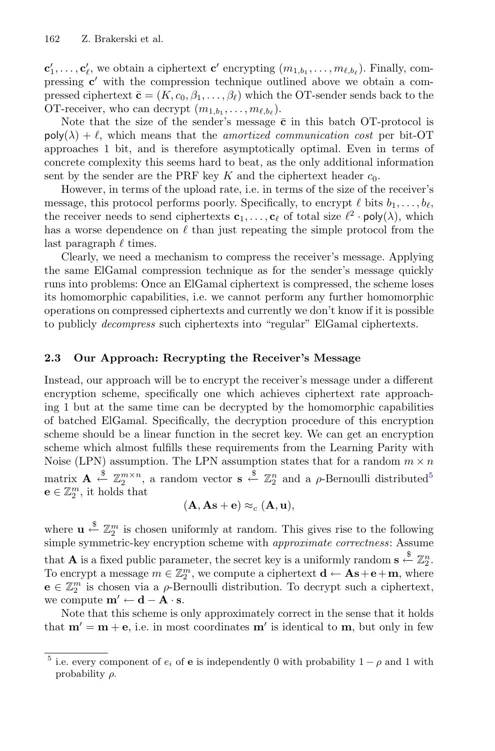$\mathbf{c}'_1, \ldots, \mathbf{c}'_\ell$, we obtain a ciphertext $\mathbf{c}'$ encrypting $(m_{1,b_1}, \ldots, m_{\ell,b_\ell})$. Finally, compressing $\mathbf{c}'$ with the compression technique outlined above we obtain a compressed ciphertext $\bar{\mathbf{c}} = (K, c_0, \beta_1, \ldots, \beta_\ell)$ which the OT-sender sends back to the OT-receiver, who can decrypt $(m_{1,b_1}, \ldots, m_{\ell,b_\ell})$.

Note that the size of the sender's message $\bar{\mathbf{c}}$ in this batch OT-protocol is $\mathsf{poly}(\lambda) + \ell$, which means that the *amortized communication cost* per bit-OT approaches 1 bit, and is therefore asymptotically optimal. Even in terms of concrete complexity this seems hard to beat, as the only additional information sent by the sender are the PRF key $K$ and the ciphertext header $c_0$.

However, in terms of the upload rate, i.e. in terms of the size of the receiver's message, this protocol performs poorly. Specifically, to encrypt $\ell$ bits $b_1, \ldots, b_\ell$, the receiver needs to send ciphertexts $\mathbf{c}_1, \ldots, \mathbf{c}_\ell$ of total size $\ell^2 \cdot \mathsf{poly}(\lambda)$, which has a worse dependence on $\ell$ than just repeating the simple protocol from the last paragraph $\ell$ times.

Clearly, we need a mechanism to compress the receiver's message. Applying the same ElGamal compression technique as for the sender's message quickly runs into problems: Once an ElGamal ciphertext is compressed, the scheme loses its homomorphic capabilities, i.e. we cannot perform any further homomorphic operations on compressed ciphertexts and currently we don't know if it is possible to publicly *decompress* such ciphertexts into "regular" ElGamal ciphertexts.

### 2.3 Our Approach: Recrypting the Receiver's Message

Instead, our approach will be to encrypt the receiver's message under a different encryption scheme, specifically one which achieves ciphertext rate approaching 1 but at the same time can be decrypted by the homomorphic capabilities of batched ElGamal. Specifically, the decryption procedure of this encryption scheme should be a linear function in the secret key. We can get an encryption scheme which almost fulfills these requirements from the Learning Parity with Noise (LPN) assumption. The LPN assumption states that for a random $m \times n$ matrix $\mathbf{A} \xleftarrow{\$} \mathbb{Z}_2^{m \times n}$, a random vector $\mathbf{s} \xleftarrow{\$} \mathbb{Z}_2^n$ and a $\rho$-Bernoulli distributed[5] $\mathbf{e} \in \mathbb{Z}_2^m$, it holds that

$$(\mathbf{A}, \mathbf{A}\mathbf{s} + \mathbf{e}) \approx_c (\mathbf{A}, \mathbf{u}),$$

where $\mathbf{u} \xleftarrow{\$} \mathbb{Z}_2^m$ is chosen uniformly at random. This gives rise to the following simple symmetric-key encryption scheme with *approximate correctness*: Assume that $\mathbf{A}$ is a fixed public parameter, the secret key is a uniformly random $\mathbf{s} \xleftarrow{\$} \mathbb{Z}_2^n$. To encrypt a message $m \in \mathbb{Z}_2^m$, we compute a ciphertext $\mathbf{d} \leftarrow \mathbf{A}\mathbf{s} + \mathbf{e} + \mathbf{m}$, where $\mathbf{e} \in \mathbb{Z}_2^m$ is chosen via a $\rho$-Bernoulli distribution. To decrypt such a ciphertext, we compute $\mathbf{m}' \leftarrow \mathbf{d} - \mathbf{A} \cdot \mathbf{s}$.

Note that this scheme is only approximately correct in the sense that it holds that $\mathbf{m}' = \mathbf{m} + \mathbf{e}$, i.e. in most coordinates $\mathbf{m}'$ is identical to $\mathbf{m}$, but only in few

[5] i.e. every component of $e_i$ of $\mathbf{e}$ is independently 0 with probability $1 - \rho$ and 1 with probability $\rho$.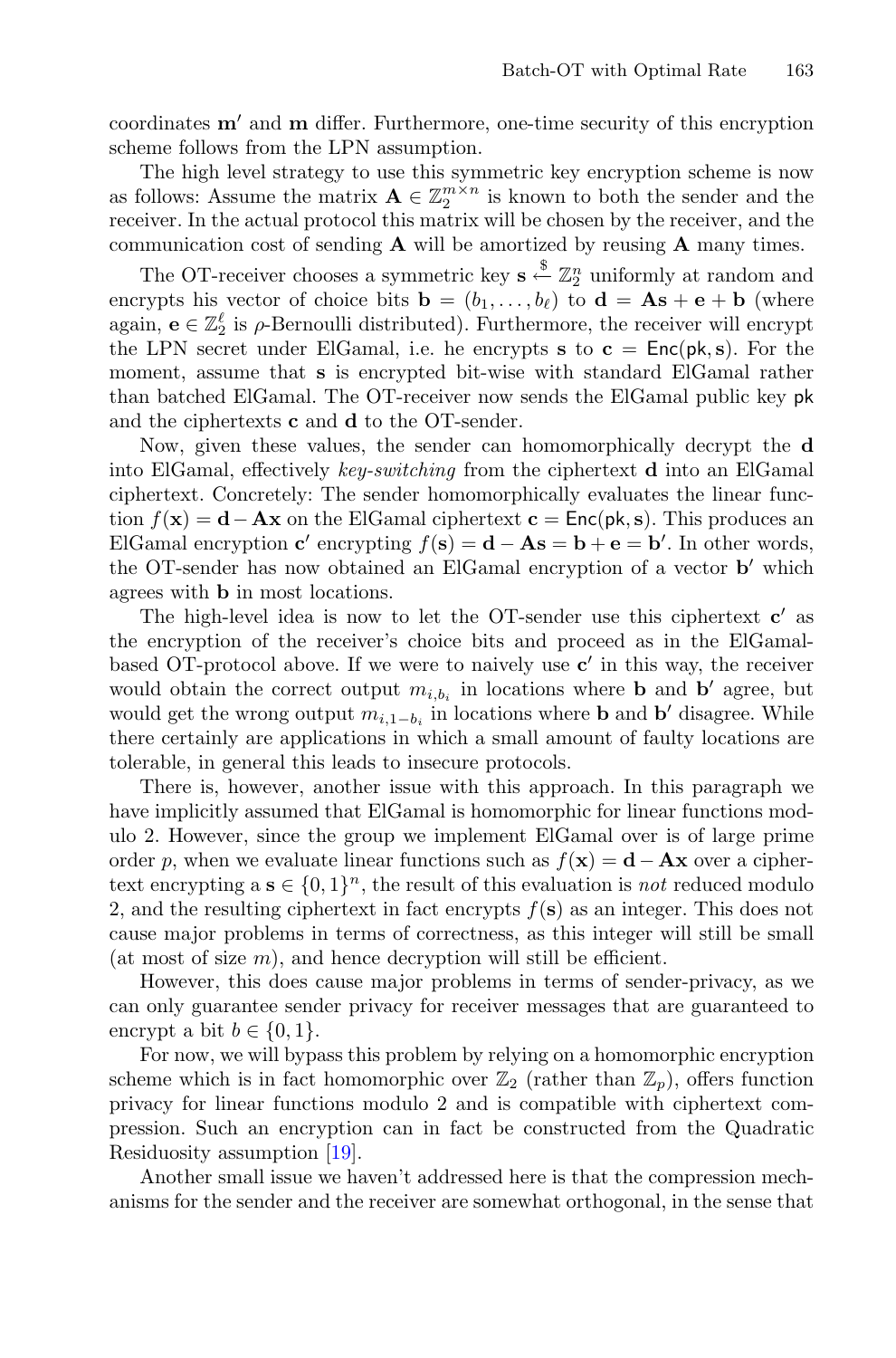coordinates $\mathbf{m}'$ and $\mathbf{m}$ differ. Furthermore, one-time security of this encryption scheme follows from the LPN assumption.

The high level strategy to use this symmetric key encryption scheme is now as follows: Assume the matrix $\mathbf{A} \in \mathbb{Z}_2^{m \times n}$ is known to both the sender and the receiver. In the actual protocol this matrix will be chosen by the receiver, and the communication cost of sending $\mathbf{A}$ will be amortized by reusing $\mathbf{A}$ many times.

The OT-receiver chooses a symmetric key $\mathbf{s} \xleftarrow{\$} \mathbb{Z}_2^n$ uniformly at random and encrypts his vector of choice bits $\mathbf{b} = (b_1, \ldots, b_\ell)$ to $\mathbf{d} = \mathbf{A}\mathbf{s} + \mathbf{e} + \mathbf{b}$ (where again, $\mathbf{e} \in \mathbb{Z}_2^\ell$ is $\rho$-Bernoulli distributed). Furthermore, the receiver will encrypt the LPN secret under ElGamal, i.e. he encrypts $\mathbf{s}$ to $\mathbf{c} = \mathsf{Enc}(\mathsf{pk}, \mathbf{s})$. For the moment, assume that $\mathbf{s}$ is encrypted bit-wise with standard ElGamal rather than batched ElGamal. The OT-receiver now sends the ElGamal public key $\mathsf{pk}$ and the ciphertexts $\mathbf{c}$ and $\mathbf{d}$ to the OT-sender.

Now, given these values, the sender can homomorphically decrypt the $\mathbf{d}$ into ElGamal, effectively *key-switching* from the ciphertext $\mathbf{d}$ into an ElGamal ciphertext. Concretely: The sender homomorphically evaluates the linear function $f(\mathbf{x}) = \mathbf{d} - \mathbf{A}\mathbf{x}$ on the ElGamal ciphertext $\mathbf{c} = \mathsf{Enc}(\mathsf{pk}, \mathbf{s})$. This produces an ElGamal encryption $\mathbf{c}'$ encrypting $f(\mathbf{s}) = \mathbf{d} - \mathbf{A}\mathbf{s} = \mathbf{b} + \mathbf{e} = \mathbf{b}'$. In other words, the OT-sender has now obtained an ElGamal encryption of a vector $\mathbf{b}'$ which agrees with $\mathbf{b}$ in most locations.

The high-level idea is now to let the OT-sender use this ciphertext $\mathbf{c}'$ as the encryption of the receiver's choice bits and proceed as in the ElGamal-based OT-protocol above. If we were to naively use $\mathbf{c}'$ in this way, the receiver would obtain the correct output $m_{i,b_i}$ in locations where $\mathbf{b}$ and $\mathbf{b}'$ agree, but would get the wrong output $m_{i,1-b_i}$ in locations where $\mathbf{b}$ and $\mathbf{b}'$ disagree. While there certainly are applications in which a small amount of faulty locations are tolerable, in general this leads to insecure protocols.

There is, however, another issue with this approach. In this paragraph we have implicitly assumed that ElGamal is homomorphic for linear functions modulo 2. However, since the group we implement ElGamal over is of large prime order $p$, when we evaluate linear functions such as $f(\mathbf{x}) = \mathbf{d} - \mathbf{A}\mathbf{x}$ over a ciphertext encrypting a $\mathbf{s} \in \{0,1\}^n$, the result of this evaluation is *not* reduced modulo 2, and the resulting ciphertext in fact encrypts $f(\mathbf{s})$ as an integer. This does not cause major problems in terms of correctness, as this integer will still be small (at most of size $m$), and hence decryption will still be efficient.

However, this does cause major problems in terms of sender-privacy, as we can only guarantee sender privacy for receiver messages that are guaranteed to encrypt a bit $b \in \{0, 1\}$.

For now, we will bypass this problem by relying on a homomorphic encryption scheme which is in fact homomorphic over $\mathbb{Z}_2$ (rather than $\mathbb{Z}_p$), offers function privacy for linear functions modulo 2 and is compatible with ciphertext compression. Such an encryption can in fact be constructed from the Quadratic Residuosity assumption [19].

Another small issue we haven't addressed here is that the compression mechanisms for the sender and the receiver are somewhat orthogonal, in the sense that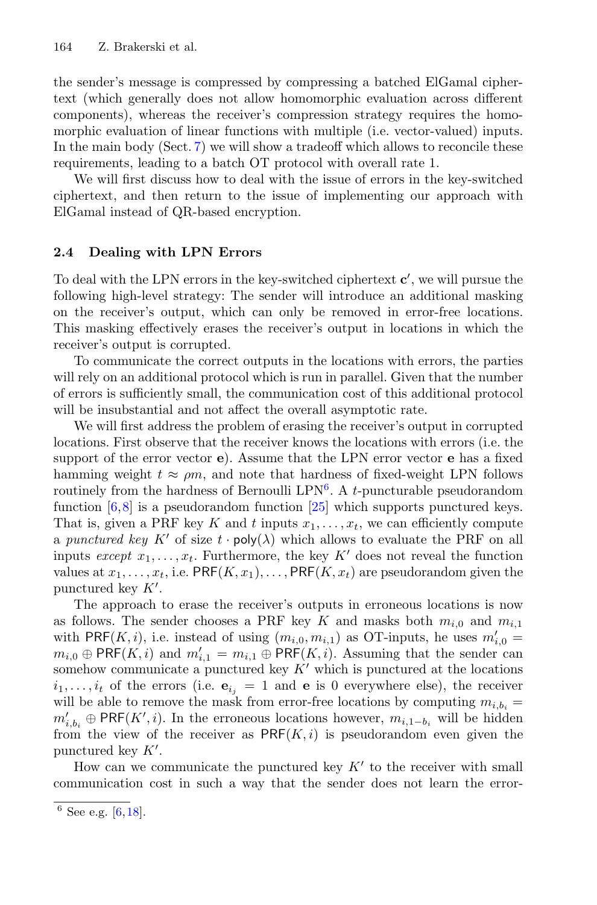the sender's message is compressed by compressing a batched ElGamal ciphertext (which generally does not allow homomorphic evaluation across different components), whereas the receiver's compression strategy requires the homomorphic evaluation of linear functions with multiple (i.e. vector-valued) inputs. In the main body (Sect. 7) we will show a tradeoff which allows to reconcile these requirements, leading to a batch OT protocol with overall rate 1.

We will first discuss how to deal with the issue of errors in the key-switched ciphertext, and then return to the issue of implementing our approach with ElGamal instead of QR-based encryption.

### 2.4 Dealing with LPN Errors

To deal with the LPN errors in the key-switched ciphertext $\mathbf{c}'$, we will pursue the following high-level strategy: The sender will introduce an additional masking on the receiver's output, which can only be removed in error-free locations. This masking effectively erases the receiver's output in locations in which the receiver's output is corrupted.

To communicate the correct outputs in the locations with errors, the parties will rely on an additional protocol which is run in parallel. Given that the number of errors is sufficiently small, the communication cost of this additional protocol will be insubstantial and not affect the overall asymptotic rate.

We will first address the problem of erasing the receiver's output in corrupted locations. First observe that the receiver knows the locations with errors (i.e. the support of the error vector $\mathbf{e}$). Assume that the LPN error vector $\mathbf{e}$ has a fixed hamming weight $t \approx \rho m$, and note that hardness of fixed-weight LPN follows routinely from the hardness of Bernoulli LPN[6]. A $t$-puncturable pseudorandom function [6,8] is a pseudorandom function [25] which supports punctured keys. That is, given a PRF key $K$ and $t$ inputs $x_1, \ldots, x_t$, we can efficiently compute a *punctured key* $K'$ of size $t \cdot \mathsf{poly}(\lambda)$ which allows to evaluate the PRF on all inputs *except* $x_1, \ldots, x_t$. Furthermore, the key $K'$ does not reveal the function values at $x_1, \ldots, x_t$, i.e. $\mathsf{PRF}(K, x_1), \ldots, \mathsf{PRF}(K, x_t)$ are pseudorandom given the punctured key $K'$.

The approach to erase the receiver's outputs in erroneous locations is now as follows. The sender chooses a PRF key $K$ and masks both $m_{i,0}$ and $m_{i,1}$ with $\mathsf{PRF}(K, i)$, i.e. instead of using $(m_{i,0}, m_{i,1})$ as OT-inputs, he uses $m'_{i,0} = m_{i,0} \oplus \mathsf{PRF}(K, i)$ and $m'_{i,1} = m_{i,1} \oplus \mathsf{PRF}(K, i)$. Assuming that the sender can somehow communicate a punctured key $K'$ which is punctured at the locations $i_1, \ldots, i_t$ of the errors (i.e. $\mathbf{e}_{i_j} = 1$ and $\mathbf{e}$ is 0 everywhere else), the receiver will be able to remove the mask from error-free locations by computing $m_{i,b_i} = m'_{i,b_i} \oplus \mathsf{PRF}(K', i)$. In the erroneous locations however, $m_{i,1-b_i}$ will be hidden from the view of the receiver as $\mathsf{PRF}(K, i)$ is pseudorandom even given the punctured key $K'$.

How can we communicate the punctured key $K'$ to the receiver with small communication cost in such a way that the sender does not learn the error-

[6] See e.g. [6,18].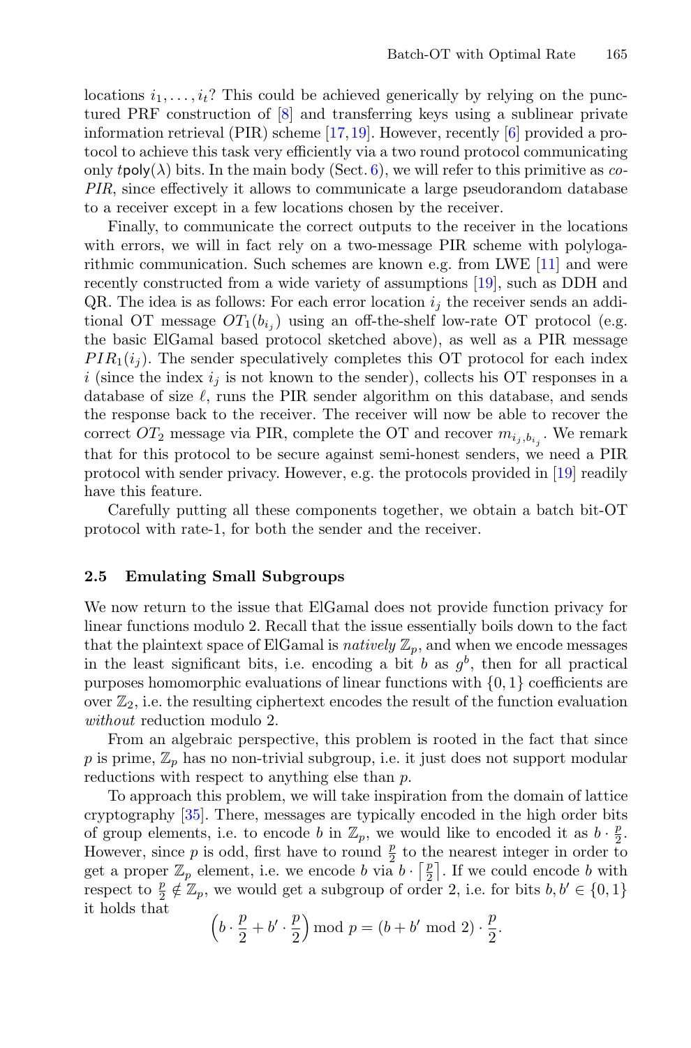locations $i_1, \ldots, i_t$? This could be achieved generically by relying on the punctured PRF construction of [8] and transferring keys using a sublinear private information retrieval (PIR) scheme [17,19]. However, recently [6] provided a protocol to achieve this task very efficiently via a two round protocol communicating only $t\mathsf{poly}(\lambda)$ bits. In the main body (Sect. 6), we will refer to this primitive as *co-PIR*, since effectively it allows to communicate a large pseudorandom database to a receiver except in a few locations chosen by the receiver.

Finally, to communicate the correct outputs to the receiver in the locations with errors, we will in fact rely on a two-message PIR scheme with polylogarithmic communication. Such schemes are known e.g. from LWE [11] and were recently constructed from a wide variety of assumptions [19], such as DDH and QR. The idea is as follows: For each error location $i_j$ the receiver sends an additional OT message $OT_1(b_{i_j})$ using an off-the-shelf low-rate OT protocol (e.g. the basic ElGamal based protocol sketched above), as well as a PIR message $PIR_1(i_j)$. The sender speculatively completes this OT protocol for each index $i$ (since the index $i_j$ is not known to the sender), collects his OT responses in a database of size $\ell$, runs the PIR sender algorithm on this database, and sends the response back to the receiver. The receiver will now be able to recover the correct $OT_2$ message via PIR, complete the OT and recover $m_{i_j, b_{i_j}}$. We remark that for this protocol to be secure against semi-honest senders, we need a PIR protocol with sender privacy. However, e.g. the protocols provided in [19] readily have this feature.

Carefully putting all these components together, we obtain a batch bit-OT protocol with rate-1, for both the sender and the receiver.

### 2.5 Emulating Small Subgroups

We now return to the issue that ElGamal does not provide function privacy for linear functions modulo 2. Recall that the issue essentially boils down to the fact that the plaintext space of ElGamal is *natively* $\mathbb{Z}_p$, and when we encode messages in the least significant bits, i.e. encoding a bit $b$ as $g^b$, then for all practical purposes homomorphic evaluations of linear functions with $\{0,1\}$ coefficients are over $\mathbb{Z}_2$, i.e. the resulting ciphertext encodes the result of the function evaluation *without* reduction modulo 2.

From an algebraic perspective, this problem is rooted in the fact that since $p$ is prime, $\mathbb{Z}_p$ has no non-trivial subgroup, i.e. it just does not support modular reductions with respect to anything else than $p$.

To approach this problem, we will take inspiration from the domain of lattice cryptography [35]. There, messages are typically encoded in the high order bits of group elements, i.e. to encode $b$ in $\mathbb{Z}_p$, we would like to encoded it as $b \cdot \frac{p}{2}$. However, since $p$ is odd, first have to round $\frac{p}{2}$ to the nearest integer in order to get a proper $\mathbb{Z}_p$ element, i.e. we encode $b$ via $b \cdot \left\lceil \frac{p}{2} \right\rceil$. If we could encode $b$ with respect to $\frac{p}{2} \notin \mathbb{Z}_p$, we would get a subgroup of order 2, i.e. for bits $b, b' \in \{0,1\}$ it holds that

$$\left(b \cdot \frac{p}{2} + b' \cdot \frac{p}{2}\right) \bmod p = (b + b' \bmod 2) \cdot \frac{p}{2}.$$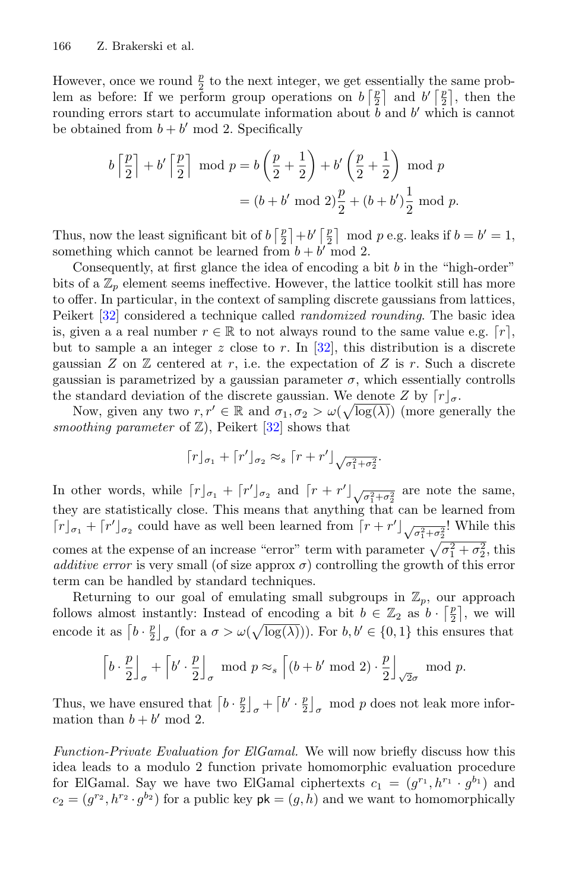However, once we round $\frac{p}{2}$ to the next integer, we get essentially the same problem as before: If we perform group operations on $b\left\lceil\frac{p}{2}\right\rceil$ and $b'\left\lceil\frac{p}{2}\right\rceil$, then the rounding errors start to accumulate information about $b$ and $b'$ which is cannot be obtained from $b+b' \bmod 2$. Specifically

$$
\begin{aligned}
b\left\lceil\frac{p}{2}\right\rceil + b'\left\lceil\frac{p}{2}\right\rceil \bmod p &= b\left(\frac{p}{2}+\frac{1}{2}\right) + b'\left(\frac{p}{2}+\frac{1}{2}\right) \bmod p \\
&= (b+b' \bmod 2)\frac{p}{2} + (b+b')\frac{1}{2} \bmod p.
\end{aligned}
$$

Thus, now the least significant bit of $b\left\lceil\frac{p}{2}\right\rceil + b'\left\lceil\frac{p}{2}\right\rceil \bmod p$ e.g. leaks if $b = b' = 1$, something which cannot be learned from $b+b' \bmod 2$.

Consequently, at first glance the idea of encoding a bit $b$ in the "high-order" bits of a $\mathbb{Z}_p$ element seems ineffective. However, the lattice toolkit still has more to offer. In particular, in the context of sampling discrete gaussians from lattices, Peikert [32] considered a technique called *randomized rounding*. The basic idea is, given a a real number $r \in \mathbb{R}$ to not always round to the same value e.g. $\lceil r \rceil$, but to sample a an integer $z$ close to $r$. In [32], this distribution is a discrete gaussian $Z$ on $\mathbb{Z}$ centered at $r$, i.e. the expectation of $Z$ is $r$. Such a discrete gaussian is parametrized by a gaussian parameter $\sigma$, which essentially controlls the standard deviation of the discrete gaussian. We denote $Z$ by $\lceil r \rfloor_\sigma$.

Now, given any two $r, r' \in \mathbb{R}$ and $\sigma_1, \sigma_2 > \omega(\sqrt{\log(\lambda)})$ (more generally the *smoothing parameter* of $\mathbb{Z}$), Peikert [32] shows that

$$
\lceil r \rfloor_{\sigma_1} + \lceil r' \rfloor_{\sigma_2} \approx_s \lceil r + r' \rfloor_{\sqrt{\sigma_1^2+\sigma_2^2}}.
$$

In other words, while $\lceil r \rfloor_{\sigma_1} + \lceil r' \rfloor_{\sigma_2}$ and $\lceil r + r' \rfloor_{\sqrt{\sigma_1^2+\sigma_2^2}}$ are note the same, they are statistically close. This means that anything that can be learned from $\lceil r \rfloor_{\sigma_1} + \lceil r' \rfloor_{\sigma_2}$ could have as well been learned from $\lceil r + r' \rfloor_{\sqrt{\sigma_1^2+\sigma_2^2}}$! While this comes at the expense of an increase "error" term with parameter $\sqrt{\sigma_1^2+\sigma_2^2}$, this *additive error* is very small (of size approx $\sigma$) controlling the growth of this error term can be handled by standard techniques.

Returning to our goal of emulating small subgroups in $\mathbb{Z}_p$, our approach follows almost instantly: Instead of encoding a bit $b \in \mathbb{Z}_2$ as $b \cdot \left\lceil\frac{p}{2}\right\rceil$, we will encode it as $\left\lceil b \cdot \frac{p}{2} \right\rfloor_\sigma$ (for a $\sigma > \omega(\sqrt{\log(\lambda)})$). For $b, b' \in \{0,1\}$ this ensures that

$$
\left\lceil b \cdot \frac{p}{2} \right\rfloor_\sigma + \left\lceil b' \cdot \frac{p}{2} \right\rfloor_\sigma \bmod p \approx_s \left\lceil (b+b' \bmod 2) \cdot \frac{p}{2} \right\rfloor_{\sqrt{2}\sigma} \bmod p.
$$

Thus, we have ensured that $\left\lceil b \cdot \frac{p}{2} \right\rfloor_\sigma + \left\lceil b' \cdot \frac{p}{2} \right\rfloor_\sigma \bmod p$ does not leak more information than $b+b' \bmod 2$.

*Function-Private Evaluation for ElGamal.* We will now briefly discuss how this idea leads to a modulo 2 function private homomorphic evaluation procedure for ElGamal. Say we have two ElGamal ciphertexts $c_1 = (g^{r_1}, h^{r_1} \cdot g^{b_1})$ and $c_2 = (g^{r_2}, h^{r_2} \cdot g^{b_2})$ for a public key $\mathsf{pk} = (g, h)$ and we want to homomorphically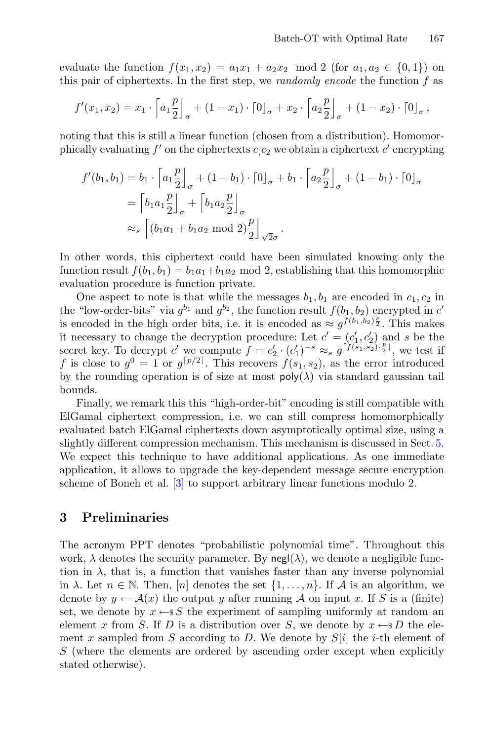evaluate the function $f(x_1, x_2) = a_1 x_1 + a_2 x_2 \mod 2$ (for $a_1, a_2 \in \{0, 1\}$) on this pair of ciphertexts. In the first step, we *randomly encode* the function $f$ as

$$f'(x_1, x_2) = x_1 \cdot \left\lceil a_1 \frac{p}{2} \right\rfloor_\sigma + (1 - x_1) \cdot \lceil 0 \rfloor_\sigma + x_2 \cdot \left\lceil a_2 \frac{p}{2} \right\rfloor_\sigma + (1 - x_2) \cdot \lceil 0 \rfloor_\sigma,$$

noting that this is still a linear function (chosen from a distribution). Homomorphically evaluating $f'$ on the ciphertexts $c_, c_2$ we obtain a ciphertext $c'$ encrypting

$$\begin{aligned}
f'(b_1, b_1) &= b_1 \cdot \left\lceil a_1 \frac{p}{2} \right\rfloor_\sigma + (1 - b_1) \cdot \lceil 0 \rfloor_\sigma + b_1 \cdot \left\lceil a_2 \frac{p}{2} \right\rfloor_\sigma + (1 - b_1) \cdot \lceil 0 \rfloor_\sigma \\
&= \left\lceil b_1 a_1 \frac{p}{2} \right\rfloor_\sigma + \left\lceil b_1 a_2 \frac{p}{2} \right\rfloor_\sigma \\
&\approx_s \left\lceil (b_1 a_1 + b_1 a_2 \mod 2) \frac{p}{2} \right\rfloor_{\sqrt{2}\sigma}.
\end{aligned}$$

In other words, this ciphertext could have been simulated knowing only the function result $f(b_1, b_1) = b_1 a_1 + b_1 a_2 \mod 2$, establishing that this homomorphic evaluation procedure is function private.

One aspect to note is that while the messages $b_1, b_1$ are encoded in $c_1, c_2$ in the "low-order-bits" via $g^{b_1}$ and $g^{b_2}$, the function result $f(b_1, b_2)$ encrypted in $c'$ is encoded in the high order bits, i.e. it is encoded as $\approx g^{f(b_1, b_2) \frac{p}{2}}$. This makes it necessary to change the decryption procedure: Let $c' = (c'_1, c'_2)$ and $s$ be the secret key. To decrypt $c'$ we compute $f = c'_2 \cdot (c'_1)^{-s} \approx_s g^{\lceil f(s_1, s_2) \cdot \frac{p}{2} \rfloor}$, we test if $f$ is close to $g^0 = 1$ or $g^{\lceil p/2 \rceil}$. This recovers $f(s_1, s_2)$, as the error introduced by the rounding operation is of size at most $\mathsf{poly}(\lambda)$ via standard gaussian tail bounds.

Finally, we remark this this "high-order-bit" encoding is still compatible with ElGamal ciphertext compression, i.e. we can still compress homomorphically evaluated batch ElGamal ciphertexts down asymptotically optimal size, using a slightly different compression mechanism. This mechanism is discussed in Sect. 5. We expect this technique to have additional applications. As one immediate application, it allows to upgrade the key-dependent message secure encryption scheme of Boneh et al. [3] to support arbitrary linear functions modulo 2.

## 3 Preliminaries

The acronym PPT denotes "probabilistic polynomial time". Throughout this work, $\lambda$ denotes the security parameter. By $\mathsf{negl}(\lambda)$, we denote a negligible function in $\lambda$, that is, a function that vanishes faster than any inverse polynomial in $\lambda$. Let $n \in \mathbb{N}$. Then, $[n]$ denotes the set $\{1, \ldots, n\}$. If $\mathcal{A}$ is an algorithm, we denote by $y \leftarrow \mathcal{A}(x)$ the output $y$ after running $\mathcal{A}$ on input $x$. If $S$ is a (finite) set, we denote by $x \leftarrow\$ S$ the experiment of sampling uniformly at random an element $x$ from $S$. If $D$ is a distribution over $S$, we denote by $x \leftarrow\$ D$ the element $x$ sampled from $S$ according to $D$. We denote by $S[i]$ the $i$-th element of $S$ (where the elements are ordered by ascending order except when explicitly stated otherwise).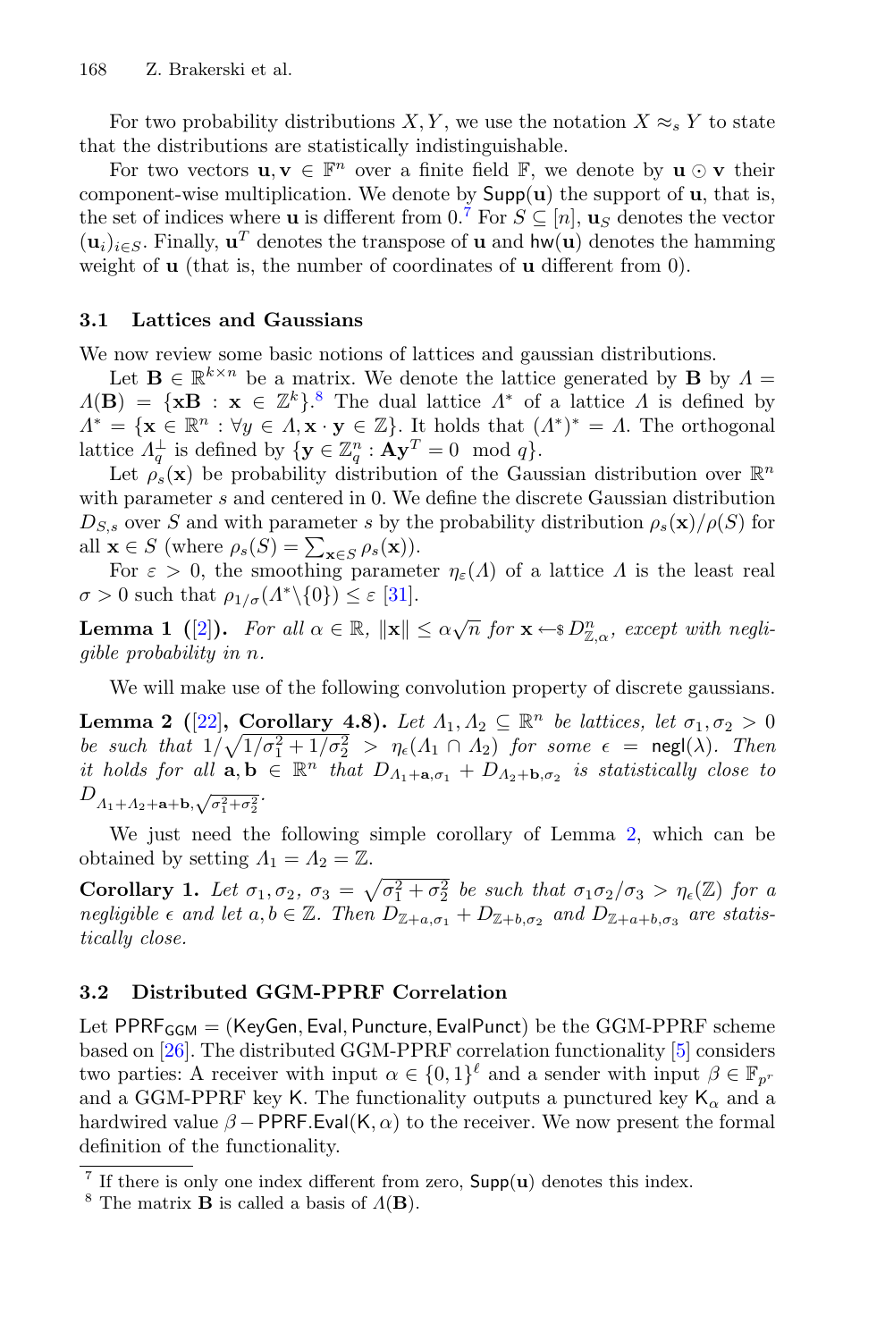For two probability distributions $X, Y$, we use the notation $X \approx_s Y$ to state that the distributions are statistically indistinguishable.

For two vectors $\mathbf{u}, \mathbf{v} \in \mathbb{F}^n$ over a finite field $\mathbb{F}$, we denote by $\mathbf{u} \odot \mathbf{v}$ their component-wise multiplication. We denote by $\mathsf{Supp}(\mathbf{u})$ the support of $\mathbf{u}$, that is, the set of indices where $\mathbf{u}$ is different from 0.[7] For $S \subseteq [n]$, $\mathbf{u}_S$ denotes the vector $(\mathbf{u}_i)_{i \in S}$. Finally, $\mathbf{u}^T$ denotes the transpose of $\mathbf{u}$ and $\mathsf{hw}(\mathbf{u})$ denotes the hamming weight of $\mathbf{u}$ (that is, the number of coordinates of $\mathbf{u}$ different from 0).

### 3.1 Lattices and Gaussians

We now review some basic notions of lattices and gaussian distributions.

Let $\mathbf{B} \in \mathbb{R}^{k \times n}$ be a matrix. We denote the lattice generated by $\mathbf{B}$ by $\Lambda = \Lambda(\mathbf{B}) = \{\mathbf{x}\mathbf{B} : \mathbf{x} \in \mathbb{Z}^k\}$.[8] The dual lattice $\Lambda^*$ of a lattice $\Lambda$ is defined by $\Lambda^* = \{\mathbf{x} \in \mathbb{R}^n : \forall y \in \Lambda, \mathbf{x} \cdot \mathbf{y} \in \mathbb{Z}\}$. It holds that $(\Lambda^*)^* = \Lambda$. The orthogonal lattice $\Lambda_q^{\perp}$ is defined by $\{\mathbf{y} \in \mathbb{Z}_q^n : \mathbf{A}\mathbf{y}^T = 0 \mod q\}$.

Let $\rho_s(\mathbf{x})$ be probability distribution of the Gaussian distribution over $\mathbb{R}^n$ with parameter $s$ and centered in 0. We define the discrete Gaussian distribution $D_{S,s}$ over $S$ and with parameter $s$ by the probability distribution $\rho_s(\mathbf{x})/\rho(S)$ for all $\mathbf{x} \in S$ (where $\rho_s(S) = \sum_{\mathbf{x} \in S} \rho_s(\mathbf{x})$).

For $\varepsilon > 0$, the smoothing parameter $\eta_\varepsilon(\Lambda)$ of a lattice $\Lambda$ is the least real $\sigma > 0$ such that $\rho_{1/\sigma}(\Lambda^* \backslash \{0\}) \leq \varepsilon$ [31].

**Lemma 1 ([2]).** *For all $\alpha \in \mathbb{R}$, $\|\mathbf{x}\| \leq \alpha\sqrt{n}$ for $\mathbf{x} \leftarrow\!\!\$\, D^n_{\mathbb{Z},\alpha}$, except with negligible probability in $n$.*

We will make use of the following convolution property of discrete gaussians.

**Lemma 2 ([22], Corollary 4.8).** *Let $\Lambda_1, \Lambda_2 \subseteq \mathbb{R}^n$ be lattices, let $\sigma_1, \sigma_2 > 0$ be such that $1/\sqrt{1/\sigma_1^2 + 1/\sigma_2^2} > \eta_\epsilon(\Lambda_1 \cap \Lambda_2)$ for some $\epsilon = \mathsf{negl}(\lambda)$. Then it holds for all $\mathbf{a}, \mathbf{b} \in \mathbb{R}^n$ that $D_{\Lambda_1 + \mathbf{a}, \sigma_1} + D_{\Lambda_2 + \mathbf{b}, \sigma_2}$ is statistically close to $D_{\Lambda_1 + \Lambda_2 + \mathbf{a} + \mathbf{b}, \sqrt{\sigma_1^2 + \sigma_2^2}}$.*

We just need the following simple corollary of Lemma 2, which can be obtained by setting $\Lambda_1 = \Lambda_2 = \mathbb{Z}$.

**Corollary 1.** *Let $\sigma_1, \sigma_2$, $\sigma_3 = \sqrt{\sigma_1^2 + \sigma_2^2}$ be such that $\sigma_1\sigma_2/\sigma_3 > \eta_\epsilon(\mathbb{Z})$ for a negligible $\epsilon$ and let $a, b \in \mathbb{Z}$. Then $D_{\mathbb{Z}+a,\sigma_1} + D_{\mathbb{Z}+b,\sigma_2}$ and $D_{\mathbb{Z}+a+b,\sigma_3}$ are statistically close.*

### 3.2 Distributed GGM-PPRF Correlation

Let $\mathsf{PPRF}_{\mathsf{GGM}} = (\mathsf{KeyGen}, \mathsf{Eval}, \mathsf{Puncture}, \mathsf{EvalPunct})$ be the GGM-PPRF scheme based on [26]. The distributed GGM-PPRF correlation functionality [5] considers two parties: A receiver with input $\alpha \in \{0,1\}^\ell$ and a sender with input $\beta \in \mathbb{F}_{p^r}$ and a GGM-PPRF key $\mathsf{K}$. The functionality outputs a punctured key $\mathsf{K}_\alpha$ and a hardwired value $\beta - \mathsf{PPRF}.\mathsf{Eval}(\mathsf{K}, \alpha)$ to the receiver. We now present the formal definition of the functionality.

[7] If there is only one index different from zero, $\mathsf{Supp}(\mathbf{u})$ denotes this index.

[8] The matrix $\mathbf{B}$ is called a basis of $\Lambda(\mathbf{B})$.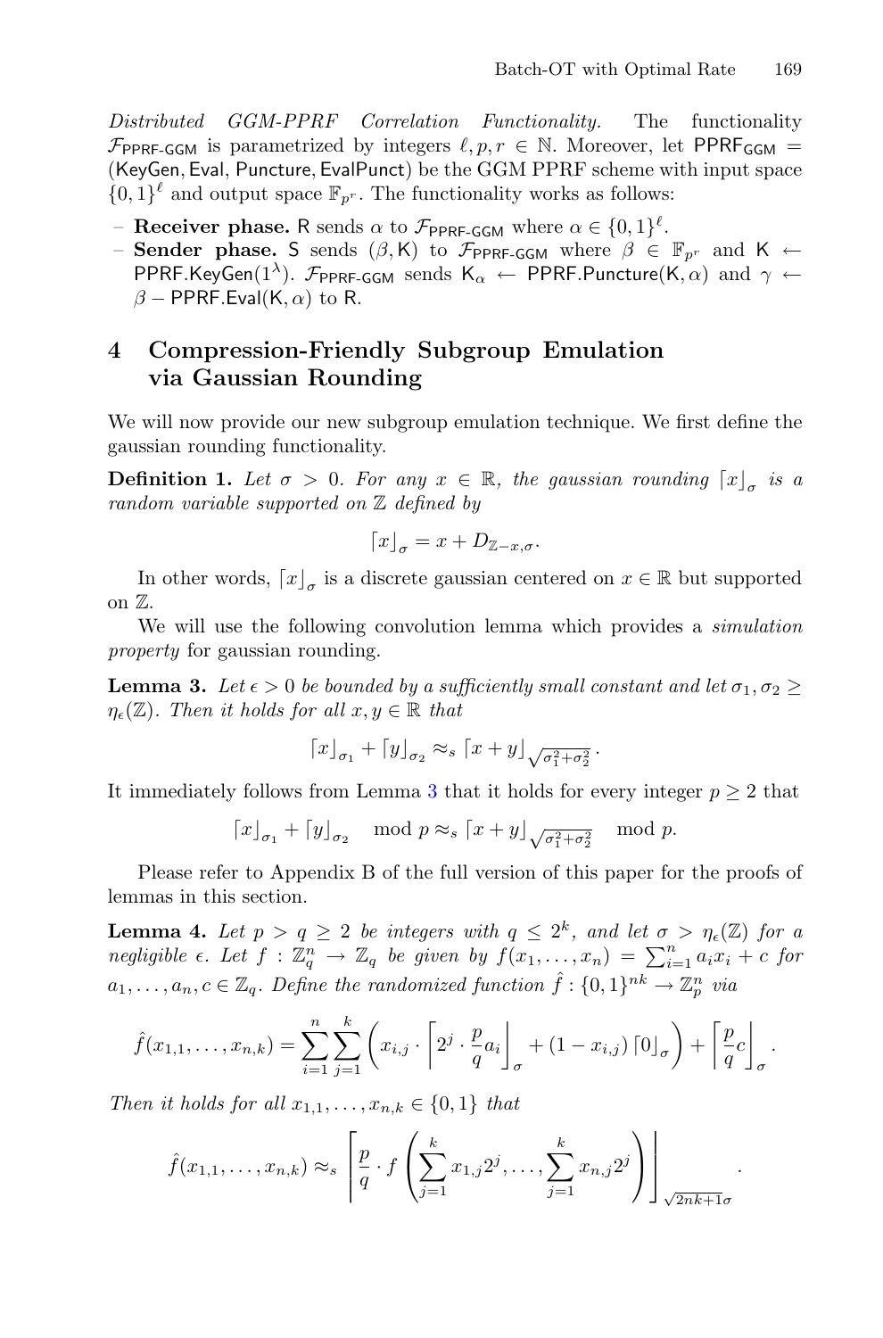*Distributed GGM-PPRF Correlation Functionality.* The functionality $\mathcal{F}_{\mathsf{PPRF\text{-}GGM}}$ is parametrized by integers $\ell, p, r \in \mathbb{N}$. Moreover, let $\mathsf{PPRF}_{\mathsf{GGM}} = (\mathsf{KeyGen}, \mathsf{Eval}, \mathsf{Puncture}, \mathsf{EvalPunct})$ be the GGM PPRF scheme with input space $\{0,1\}^\ell$ and output space $\mathbb{F}_{p^r}$. The functionality works as follows:

- **Receiver phase.** $\mathsf{R}$ sends $\alpha$ to $\mathcal{F}_{\mathsf{PPRF\text{-}GGM}}$ where $\alpha \in \{0,1\}^\ell$.
- **Sender phase.** $\mathsf{S}$ sends $(\beta, \mathsf{K})$ to $\mathcal{F}_{\mathsf{PPRF\text{-}GGM}}$ where $\beta \in \mathbb{F}_{p^r}$ and $\mathsf{K} \leftarrow \mathsf{PPRF.KeyGen}(1^\lambda)$. $\mathcal{F}_{\mathsf{PPRF\text{-}GGM}}$ sends $\mathsf{K}_\alpha \leftarrow \mathsf{PPRF.Puncture}(\mathsf{K}, \alpha)$ and $\gamma \leftarrow \beta - \mathsf{PPRF.Eval}(\mathsf{K}, \alpha)$ to $\mathsf{R}$.

# 4 Compression-Friendly Subgroup Emulation via Gaussian Rounding

We will now provide our new subgroup emulation technique. We first define the gaussian rounding functionality.

**Definition 1.** *Let $\sigma > 0$. For any $x \in \mathbb{R}$, the gaussian rounding $\lceil x \rfloor_\sigma$ is a random variable supported on $\mathbb{Z}$ defined by*

$$\lceil x \rfloor_\sigma = x + D_{\mathbb{Z}-x,\sigma}.$$

In other words, $\lceil x \rfloor_\sigma$ is a discrete gaussian centered on $x \in \mathbb{R}$ but supported on $\mathbb{Z}$.

We will use the following convolution lemma which provides a *simulation property* for gaussian rounding.

**Lemma 3.** *Let $\epsilon > 0$ be bounded by a sufficiently small constant and let $\sigma_1, \sigma_2 \geq \eta_\epsilon(\mathbb{Z})$. Then it holds for all $x, y \in \mathbb{R}$ that*

$$\lceil x \rfloor_{\sigma_1} + \lceil y \rfloor_{\sigma_2} \approx_s \lceil x + y \rfloor_{\sqrt{\sigma_1^2 + \sigma_2^2}}.$$

It immediately follows from Lemma 3 that it holds for every integer $p \geq 2$ that

$$\lceil x \rfloor_{\sigma_1} + \lceil y \rfloor_{\sigma_2} \mod p \approx_s \lceil x + y \rfloor_{\sqrt{\sigma_1^2 + \sigma_2^2}} \mod p.$$

Please refer to Appendix B of the full version of this paper for the proofs of lemmas in this section.

**Lemma 4.** *Let $p > q \geq 2$ be integers with $q \leq 2^k$, and let $\sigma > \eta_\epsilon(\mathbb{Z})$ for a negligible $\epsilon$. Let $f : \mathbb{Z}_q^n \to \mathbb{Z}_q$ be given by $f(x_1, \ldots, x_n) = \sum_{i=1}^n a_i x_i + c$ for $a_1, \ldots, a_n, c \in \mathbb{Z}_q$. Define the randomized function $\hat{f} : \{0,1\}^{nk} \to \mathbb{Z}_p^n$ via*

$$\hat{f}(x_{1,1}, \ldots, x_{n,k}) = \sum_{i=1}^n \sum_{j=1}^k \left( x_{i,j} \cdot \left\lceil 2^j \cdot \frac{p}{q} a_i \right\rfloor_\sigma + (1 - x_{i,j}) \lceil 0 \rfloor_\sigma \right) + \left\lceil \frac{p}{q} c \right\rfloor_\sigma.$$

*Then it holds for all $x_{1,1}, \ldots, x_{n,k} \in \{0,1\}$ that*

$$\hat{f}(x_{1,1}, \ldots, x_{n,k}) \approx_s \left\lceil \frac{p}{q} \cdot f\left( \sum_{j=1}^k x_{1,j} 2^j, \ldots, \sum_{j=1}^k x_{n,j} 2^j \right) \right\rfloor_{\sqrt{2nk+1}\sigma}.$$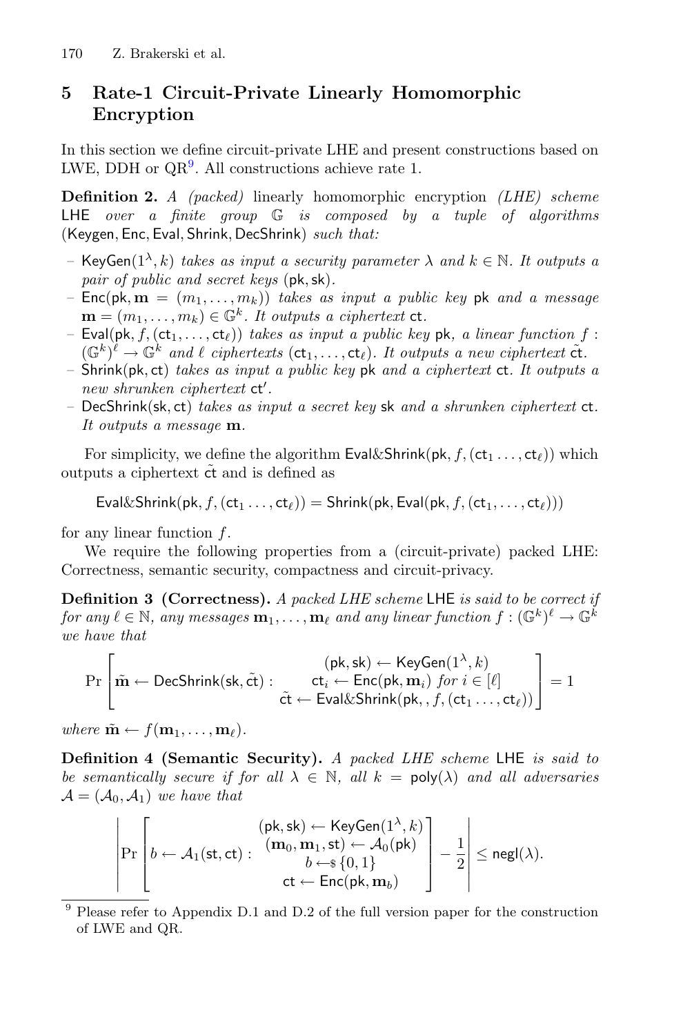## 5 Rate-1 Circuit-Private Linearly Homomorphic Encryption

In this section we define circuit-private LHE and present constructions based on LWE, DDH or QR[9]. All constructions achieve rate 1.

**Definition 2.** *A (packed)* linearly homomorphic encryption *(LHE) scheme* $\mathsf{LHE}$ *over a finite group* $\mathbb{G}$ *is composed by a tuple of algorithms* $(\mathsf{Keygen}, \mathsf{Enc}, \mathsf{Eval}, \mathsf{Shrink}, \mathsf{DecShrink})$ *such that:*

- $\mathsf{KeyGen}(1^\lambda, k)$ *takes as input a security parameter* $\lambda$ *and* $k \in \mathbb{N}$*. It outputs a pair of public and secret keys* $(\mathsf{pk}, \mathsf{sk})$*.*
- $\mathsf{Enc}(\mathsf{pk}, \mathbf{m} = (m_1, \dots, m_k))$ *takes as input a public key* $\mathsf{pk}$ *and a message* $\mathbf{m} = (m_1, \dots, m_k) \in \mathbb{G}^k$*. It outputs a ciphertext* $\mathsf{ct}$*.*
- $\mathsf{Eval}(\mathsf{pk}, f, (\mathsf{ct}_1, \dots, \mathsf{ct}_\ell))$ *takes as input a public key* $\mathsf{pk}$*, a linear function* $f : (\mathbb{G}^k)^\ell \to \mathbb{G}^k$ *and* $\ell$ *ciphertexts* $(\mathsf{ct}_1, \dots, \mathsf{ct}_\ell)$*. It outputs a new ciphertext* $\tilde{\mathsf{ct}}$*.*
- $\mathsf{Shrink}(\mathsf{pk}, \mathsf{ct})$ *takes as input a public key* $\mathsf{pk}$ *and a ciphertext* $\mathsf{ct}$*. It outputs a new shrunken ciphertext* $\mathsf{ct}'$*.*
- $\mathsf{DecShrink}(\mathsf{sk}, \mathsf{ct})$ *takes as input a secret key* $\mathsf{sk}$ *and a shrunken ciphertext* $\mathsf{ct}$*. It outputs a message* $\mathbf{m}$*.*

For simplicity, we define the algorithm $\mathsf{Eval\&Shrink}(\mathsf{pk}, f, (\mathsf{ct}_1 \dots, \mathsf{ct}_\ell))$ which outputs a ciphertext $\tilde{\mathsf{ct}}$ and is defined as

$$\mathsf{Eval\&Shrink}(\mathsf{pk}, f, (\mathsf{ct}_1 \dots, \mathsf{ct}_\ell)) = \mathsf{Shrink}(\mathsf{pk}, \mathsf{Eval}(\mathsf{pk}, f, (\mathsf{ct}_1, \dots, \mathsf{ct}_\ell)))$$

for any linear function $f$.

We require the following properties from a (circuit-private) packed LHE: Correctness, semantic security, compactness and circuit-privacy.

**Definition 3 (Correctness).** *A packed LHE scheme* $\mathsf{LHE}$ *is said to be correct if for any* $\ell \in \mathbb{N}$*, any messages* $\mathbf{m}_1, \dots, \mathbf{m}_\ell$ *and any linear function* $f : (\mathbb{G}^k)^\ell \to \mathbb{G}^k$ *we have that*

$$\Pr\left[\tilde{\mathbf{m}} \leftarrow \mathsf{DecShrink}(\mathsf{sk}, \tilde{\mathsf{ct}}) : \begin{array}{c} (\mathsf{pk}, \mathsf{sk}) \leftarrow \mathsf{KeyGen}(1^\lambda, k) \\ \mathsf{ct}_i \leftarrow \mathsf{Enc}(\mathsf{pk}, \mathbf{m}_i) \text{ for } i \in [\ell] \\ \tilde{\mathsf{ct}} \leftarrow \mathsf{Eval\&Shrink}(\mathsf{pk}, , f, (\mathsf{ct}_1 \dots, \mathsf{ct}_\ell)) \end{array}\right] = 1$$

*where* $\tilde{\mathbf{m}} \leftarrow f(\mathbf{m}_1, \dots, \mathbf{m}_\ell)$*.*

**Definition 4 (Semantic Security).** *A packed LHE scheme* $\mathsf{LHE}$ *is said to be semantically secure if for all* $\lambda \in \mathbb{N}$*, all* $k = \mathsf{poly}(\lambda)$ *and all adversaries* $\mathcal{A} = (\mathcal{A}_0, \mathcal{A}_1)$ *we have that*

$$\left|\Pr\left[b \leftarrow \mathcal{A}_1(\mathsf{st}, \mathsf{ct}) : \begin{array}{c} (\mathsf{pk}, \mathsf{sk}) \leftarrow \mathsf{KeyGen}(1^\lambda, k) \\ (\mathbf{m}_0, \mathbf{m}_1, \mathsf{st}) \leftarrow \mathcal{A}_0(\mathsf{pk}) \\ b \leftarrow\!\!\$\, \{0, 1\} \\ \mathsf{ct} \leftarrow \mathsf{Enc}(\mathsf{pk}, \mathbf{m}_b) \end{array}\right] - \frac{1}{2}\right| \leq \mathsf{negl}(\lambda).$$

[9] Please refer to Appendix D.1 and D.2 of the full version paper for the construction of LWE and QR.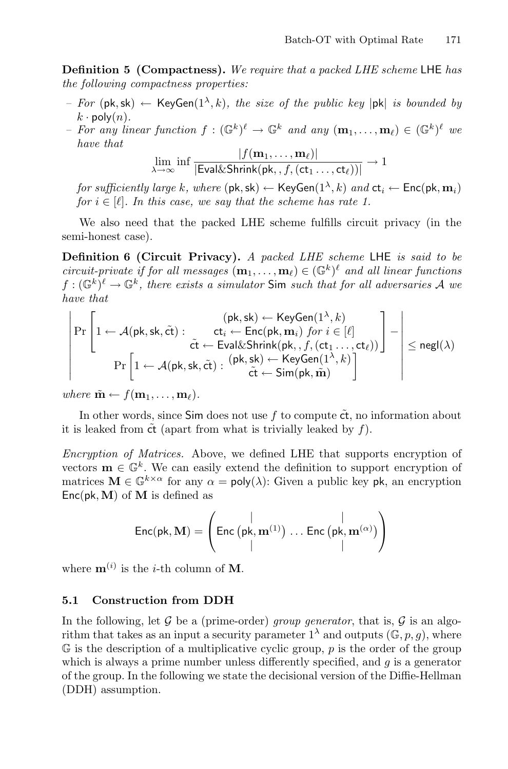**Definition 5 (Compactness).** *We require that a packed LHE scheme* $\mathsf{LHE}$ *has the following compactness properties:*

- *For* $(\mathsf{pk}, \mathsf{sk}) \leftarrow \mathsf{KeyGen}(1^\lambda, k)$*, the size of the public key* $|\mathsf{pk}|$ *is bounded by* $k \cdot \mathsf{poly}(n)$*.*
- *For any linear function* $f : (\mathbb{G}^k)^\ell \rightarrow \mathbb{G}^k$ *and any* $(\mathbf{m}_1, \ldots, \mathbf{m}_\ell) \in (\mathbb{G}^k)^\ell$ *we have that*

$$\lim_{\lambda \to \infty} \inf \frac{|f(\mathbf{m}_1, \ldots, \mathbf{m}_\ell)|}{|\mathsf{Eval\&Shrink}(\mathsf{pk}, , f, (\mathsf{ct}_1 \ldots, \mathsf{ct}_\ell))|} \rightarrow 1$$

*for sufficiently large* $k$*, where* $(\mathsf{pk}, \mathsf{sk}) \leftarrow \mathsf{KeyGen}(1^\lambda, k)$ *and* $\mathsf{ct}_i \leftarrow \mathsf{Enc}(\mathsf{pk}, \mathbf{m}_i)$ *for* $i \in [\ell]$*. In this case, we say that the scheme has rate 1.*

We also need that the packed LHE scheme fulfills circuit privacy (in the semi-honest case).

**Definition 6 (Circuit Privacy).** *A packed LHE scheme* $\mathsf{LHE}$ *is said to be circuit-private if for all messages* $(\mathbf{m}_1, \ldots, \mathbf{m}_\ell) \in (\mathbb{G}^k)^\ell$ *and all linear functions* $f : (\mathbb{G}^k)^\ell \rightarrow \mathbb{G}^k$*, there exists a simulator* $\mathsf{Sim}$ *such that for all adversaries* $\mathcal{A}$ *we have that*

$$\left| \begin{array}{c} \Pr\left[ 1 \leftarrow \mathcal{A}(\mathsf{pk}, \mathsf{sk}, \tilde{\mathsf{ct}}) : \begin{array}{c} (\mathsf{pk}, \mathsf{sk}) \leftarrow \mathsf{KeyGen}(1^\lambda, k) \\ \mathsf{ct}_i \leftarrow \mathsf{Enc}(\mathsf{pk}, \mathbf{m}_i) \text{ for } i \in [\ell] \\ \tilde{\mathsf{ct}} \leftarrow \mathsf{Eval\&Shrink}(\mathsf{pk}, , f, (\mathsf{ct}_1 \ldots, \mathsf{ct}_\ell)) \end{array} \right] - \\ \Pr\left[ 1 \leftarrow \mathcal{A}(\mathsf{pk}, \mathsf{sk}, \tilde{\mathsf{ct}}) : \begin{array}{c} (\mathsf{pk}, \mathsf{sk}) \leftarrow \mathsf{KeyGen}(1^\lambda, k) \\ \tilde{\mathsf{ct}} \leftarrow \mathsf{Sim}(\mathsf{pk}, \tilde{\mathbf{m}}) \end{array} \right] \end{array} \right| \leq \mathsf{negl}(\lambda)$$

*where* $\tilde{\mathbf{m}} \leftarrow f(\mathbf{m}_1, \ldots, \mathbf{m}_\ell)$*.*

In other words, since $\mathsf{Sim}$ does not use $f$ to compute $\tilde{\mathsf{ct}}$, no information about it is leaked from $\tilde{\mathsf{ct}}$ (apart from what is trivially leaked by $f$).

*Encryption of Matrices.* Above, we defined LHE that supports encryption of vectors $\mathbf{m} \in \mathbb{G}^k$. We can easily extend the definition to support encryption of matrices $\mathbf{M} \in \mathbb{G}^{k \times \alpha}$ for any $\alpha = \mathsf{poly}(\lambda)$: Given a public key $\mathsf{pk}$, an encryption $\mathsf{Enc}(\mathsf{pk}, \mathbf{M})$ of $\mathbf{M}$ is defined as

$$\mathsf{Enc}(\mathsf{pk}, \mathbf{M}) = \begin{pmatrix} | & & | \\ \mathsf{Enc}\left(\mathsf{pk}, \mathbf{m}^{(1)}\right) & \ldots & \mathsf{Enc}\left(\mathsf{pk}, \mathbf{m}^{(\alpha)}\right) \\ | & & | \end{pmatrix}$$

where $\mathbf{m}^{(i)}$ is the $i$-th column of $\mathbf{M}$.

### 5.1 Construction from DDH

In the following, let $\mathcal{G}$ be a (prime-order) *group generator*, that is, $\mathcal{G}$ is an algorithm that takes as an input a security parameter $1^\lambda$ and outputs $(\mathbb{G}, p, g)$, where $\mathbb{G}$ is the description of a multiplicative cyclic group, $p$ is the order of the group which is always a prime number unless differently specified, and $g$ is a generator of the group. In the following we state the decisional version of the Diffie-Hellman (DDH) assumption.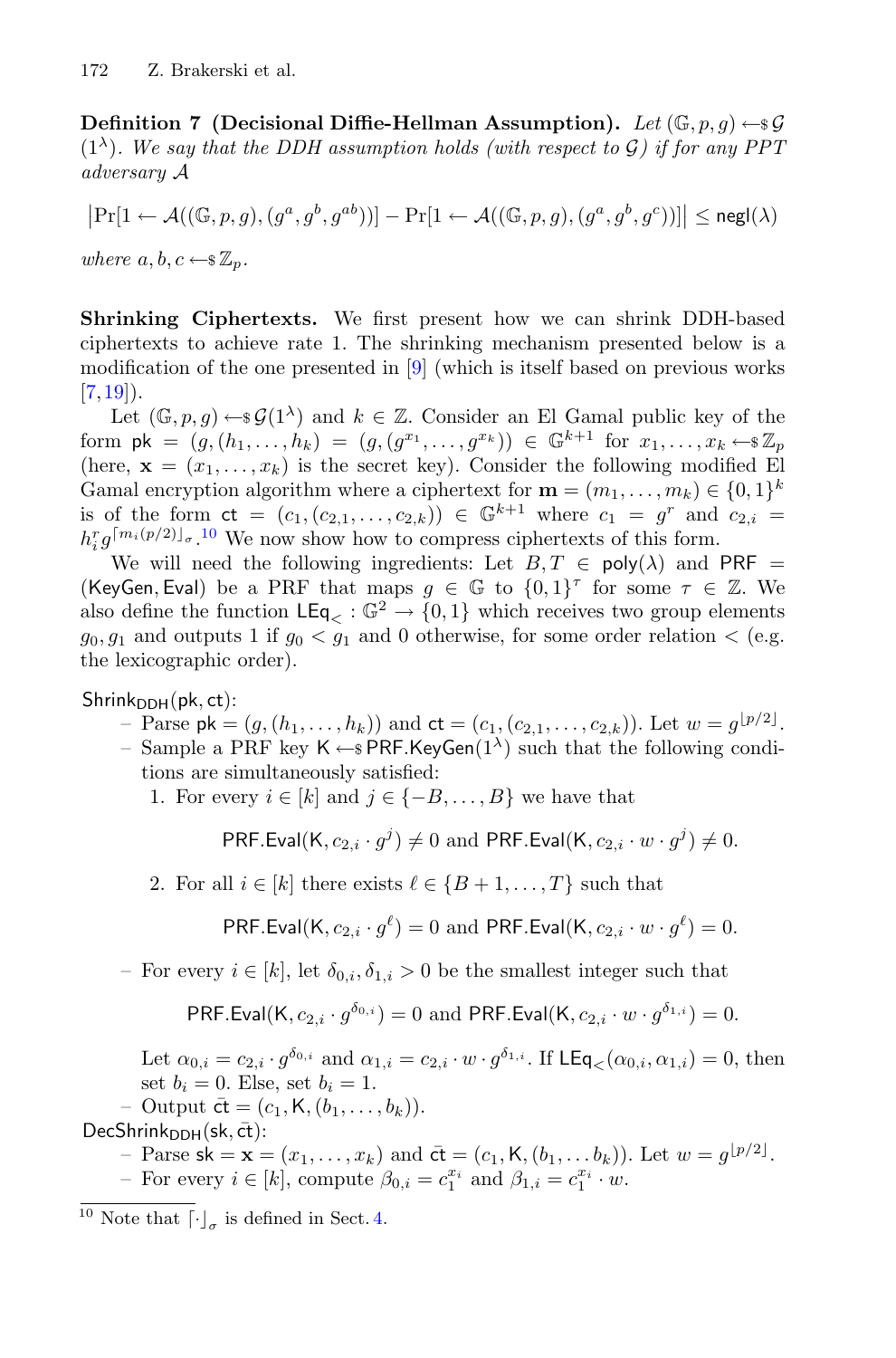**Definition 7 (Decisional Diffie-Hellman Assumption).** *Let* $(\mathbb{G}, p, g) \leftarrow\!\$\, \mathcal{G}(1^\lambda)$*. We say that the DDH assumption holds (with respect to* $\mathcal{G}$*) if for any PPT adversary* $\mathcal{A}$

$$\left|\Pr[1 \leftarrow \mathcal{A}((\mathbb{G}, p, g), (g^a, g^b, g^{ab}))] - \Pr[1 \leftarrow \mathcal{A}((\mathbb{G}, p, g), (g^a, g^b, g^c))]\right| \leq \mathsf{negl}(\lambda)$$

*where* $a, b, c \leftarrow\!\$\, \mathbb{Z}_p$*.*

**Shrinking Ciphertexts.** We first present how we can shrink DDH-based ciphertexts to achieve rate 1. The shrinking mechanism presented below is a modification of the one presented in [9] (which is itself based on previous works [7,19]).

Let $(\mathbb{G}, p, g) \leftarrow\!\$\, \mathcal{G}(1^\lambda)$ and $k \in \mathbb{Z}$. Consider an El Gamal public key of the form $\mathsf{pk} = (g, (h_1, \ldots, h_k)) = (g, (g^{x_1}, \ldots, g^{x_k})) \in \mathbb{G}^{k+1}$ for $x_1, \ldots, x_k \leftarrow\!\$\, \mathbb{Z}_p$ (here, $\mathbf{x} = (x_1, \ldots, x_k)$ is the secret key). Consider the following modified El Gamal encryption algorithm where a ciphertext for $\mathbf{m} = (m_1, \ldots, m_k) \in \{0,1\}^k$ is of the form $\mathsf{ct} = (c_1, (c_{2,1}, \ldots, c_{2,k})) \in \mathbb{G}^{k+1}$ where $c_1 = g^r$ and $c_{2,i} = h_i^r g^{\lceil m_i(p/2) \rfloor_\sigma}$.[10] We now show how to compress ciphertexts of this form.

We will need the following ingredients: Let $B, T \in \mathsf{poly}(\lambda)$ and $\mathsf{PRF} = (\mathsf{KeyGen}, \mathsf{Eval})$ be a PRF that maps $g \in \mathbb{G}$ to $\{0,1\}^\tau$ for some $\tau \in \mathbb{Z}$. We also define the function $\mathsf{LEq}_< : \mathbb{G}^2 \to \{0,1\}$ which receives two group elements $g_0, g_1$ and outputs 1 if $g_0 < g_1$ and 0 otherwise, for some order relation $<$ (e.g. the lexicographic order).

$\mathsf{Shrink}_{\mathsf{DDH}}(\mathsf{pk}, \mathsf{ct})$:

- Parse $\mathsf{pk} = (g, (h_1, \ldots, h_k))$ and $\mathsf{ct} = (c_1, (c_{2,1}, \ldots, c_{2,k}))$. Let $w = g^{\lfloor p/2 \rfloor}$.
- Sample a PRF key $\mathsf{K} \leftarrow\!\$\, \mathsf{PRF}.\mathsf{KeyGen}(1^\lambda)$ such that the following conditions are simultaneously satisfied:
  1. For every $i \in [k]$ and $j \in \{-B, \ldots, B\}$ we have that
  $$\mathsf{PRF}.\mathsf{Eval}(\mathsf{K}, c_{2,i} \cdot g^j) \neq 0 \text{ and } \mathsf{PRF}.\mathsf{Eval}(\mathsf{K}, c_{2,i} \cdot w \cdot g^j) \neq 0.$$
  2. For all $i \in [k]$ there exists $\ell \in \{B+1, \ldots, T\}$ such that
  $$\mathsf{PRF}.\mathsf{Eval}(\mathsf{K}, c_{2,i} \cdot g^\ell) = 0 \text{ and } \mathsf{PRF}.\mathsf{Eval}(\mathsf{K}, c_{2,i} \cdot w \cdot g^\ell) = 0.$$
- For every $i \in [k]$, let $\delta_{0,i}, \delta_{1,i} > 0$ be the smallest integer such that
$$\mathsf{PRF}.\mathsf{Eval}(\mathsf{K}, c_{2,i} \cdot g^{\delta_{0,i}}) = 0 \text{ and } \mathsf{PRF}.\mathsf{Eval}(\mathsf{K}, c_{2,i} \cdot w \cdot g^{\delta_{1,i}}) = 0.$$
Let $\alpha_{0,i} = c_{2,i} \cdot g^{\delta_{0,i}}$ and $\alpha_{1,i} = c_{2,i} \cdot w \cdot g^{\delta_{1,i}}$. If $\mathsf{LEq}_<(\alpha_{0,i}, \alpha_{1,i}) = 0$, then set $b_i = 0$. Else, set $b_i = 1$.
- Output $\bar{\mathsf{ct}} = (c_1, \mathsf{K}, (b_1, \ldots, b_k))$.

$\mathsf{DecShrink}_{\mathsf{DDH}}(\mathsf{sk}, \bar{\mathsf{ct}})$:

- Parse $\mathsf{sk} = \mathbf{x} = (x_1, \ldots, x_k)$ and $\bar{\mathsf{ct}} = (c_1, \mathsf{K}, (b_1, \ldots b_k))$. Let $w = g^{\lfloor p/2 \rfloor}$.
- For every $i \in [k]$, compute $\beta_{0,i} = c_1^{x_i}$ and $\beta_{1,i} = c_1^{x_i} \cdot w$.

[10] Note that $\lceil \cdot \rfloor_\sigma$ is defined in Sect. 4.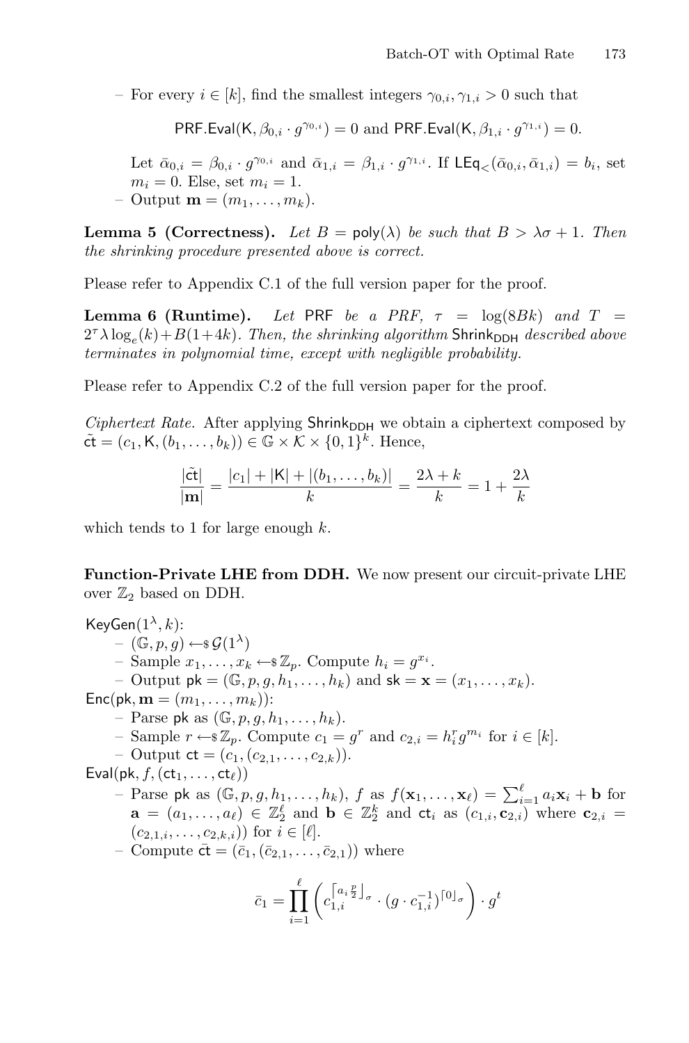– For every $i \in [k]$, find the smallest integers $\gamma_{0,i}, \gamma_{1,i} > 0$ such that

$$\mathsf{PRF.Eval}(\mathsf{K}, \beta_{0,i} \cdot g^{\gamma_{0,i}}) = 0 \text{ and } \mathsf{PRF.Eval}(\mathsf{K}, \beta_{1,i} \cdot g^{\gamma_{1,i}}) = 0.$$

Let $\bar{\alpha}_{0,i} = \beta_{0,i} \cdot g^{\gamma_{0,i}}$ and $\bar{\alpha}_{1,i} = \beta_{1,i} \cdot g^{\gamma_{1,i}}$. If $\mathsf{LEq}_{<}(\bar{\alpha}_{0,i}, \bar{\alpha}_{1,i}) = b_i$, set $m_i = 0$. Else, set $m_i = 1$.

– Output $\mathbf{m} = (m_1, \ldots, m_k)$.

**Lemma 5 (Correctness).** *Let $B = \mathsf{poly}(\lambda)$ be such that $B > \lambda\sigma + 1$. Then the shrinking procedure presented above is correct.*

Please refer to Appendix C.1 of the full version paper for the proof.

**Lemma 6 (Runtime).** *Let* $\mathsf{PRF}$ *be a PRF,* $\tau = \log(8Bk)$ *and* $T = 2^\tau \lambda \log_e(k) + B(1+4k)$. *Then, the shrinking algorithm* $\mathsf{Shrink}_{\mathsf{DDH}}$ *described above terminates in polynomial time, except with negligible probability.*

Please refer to Appendix C.2 of the full version paper for the proof.

*Ciphertext Rate.* After applying $\mathsf{Shrink}_{\mathsf{DDH}}$ we obtain a ciphertext composed by $\tilde{\mathsf{ct}} = (c_1, \mathsf{K}, (b_1, \ldots, b_k)) \in \mathbb{G} \times \mathcal{K} \times \{0,1\}^k$. Hence,

$$\frac{|\tilde{\mathsf{ct}}|}{|\mathbf{m}|} = \frac{|c_1| + |\mathsf{K}| + |(b_1, \ldots, b_k)|}{k} = \frac{2\lambda + k}{k} = 1 + \frac{2\lambda}{k}$$

which tends to 1 for large enough $k$.

**Function-Private LHE from DDH.** We now present our circuit-private LHE over $\mathbb{Z}_2$ based on DDH.

$\mathsf{KeyGen}(1^\lambda, k)$:

– $(\mathbb{G}, p, g) \leftarrow\$\, \mathcal{G}(1^\lambda)$
– Sample $x_1, \ldots, x_k \leftarrow\$\, \mathbb{Z}_p$. Compute $h_i = g^{x_i}$.
– Output $\mathsf{pk} = (\mathbb{G}, p, g, h_1, \ldots, h_k)$ and $\mathsf{sk} = \mathbf{x} = (x_1, \ldots, x_k)$.

$\mathsf{Enc}(\mathsf{pk}, \mathbf{m} = (m_1, \ldots, m_k))$:

– Parse $\mathsf{pk}$ as $(\mathbb{G}, p, g, h_1, \ldots, h_k)$.
– Sample $r \leftarrow\$\, \mathbb{Z}_p$. Compute $c_1 = g^r$ and $c_{2,i} = h_i^r g^{m_i}$ for $i \in [k]$.
– Output $\mathsf{ct} = (c_1, (c_{2,1}, \ldots, c_{2,k}))$.

$\mathsf{Eval}(\mathsf{pk}, f, (\mathsf{ct}_1, \ldots, \mathsf{ct}_\ell))$

– Parse $\mathsf{pk}$ as $(\mathbb{G}, p, g, h_1, \ldots, h_k)$, $f$ as $f(\mathbf{x}_1, \ldots, \mathbf{x}_\ell) = \sum_{i=1}^{\ell} a_i \mathbf{x}_i + \mathbf{b}$ for $\mathbf{a} = (a_1, \ldots, a_\ell) \in \mathbb{Z}_2^\ell$ and $\mathbf{b} \in \mathbb{Z}_2^k$ and $\mathsf{ct}_i$ as $(c_{1,i}, \mathbf{c}_{2,i})$ where $\mathbf{c}_{2,i} = (c_{2,1,i}, \ldots, c_{2,k,i})$ for $i \in [\ell]$.
– Compute $\bar{\mathsf{ct}} = (\bar{c}_1, (\bar{c}_{2,1}, \ldots, \bar{c}_{2,1}))$ where

$$\bar{c}_1 = \prod_{i=1}^{\ell} \left( c_{1,i}^{\lceil a_i \frac{p}{2} \rfloor_\sigma} \cdot (g \cdot c_{1,i}^{-1})^{\lceil 0 \rfloor_\sigma} \right) \cdot g^t$$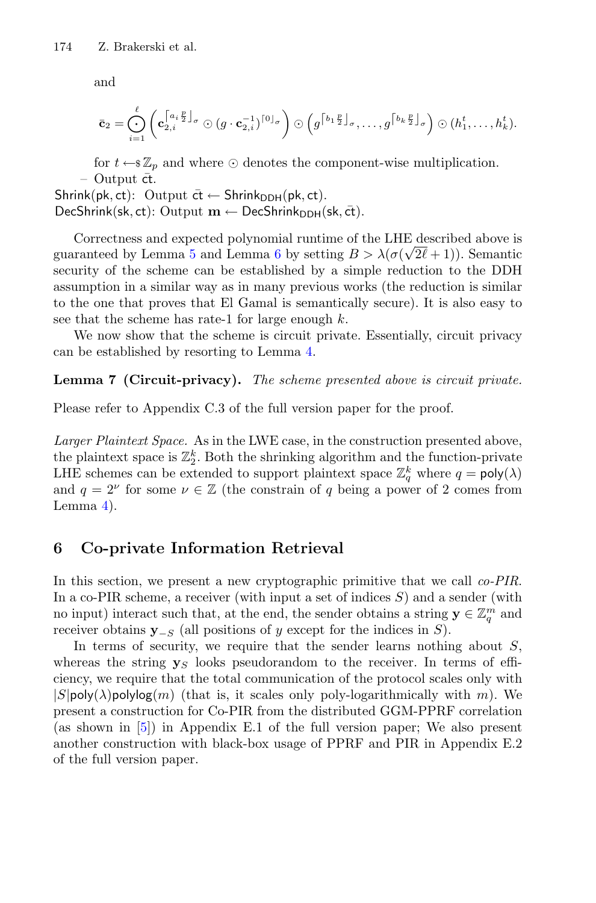and

$$\bar{\mathbf{c}}_2 = \bigodot_{i=1}^{\ell} \left( \mathbf{c}_{2,i}^{\lceil a_i \frac{p}{2} \rfloor_\sigma} \odot (g \cdot \mathbf{c}_{2,i}^{-1})^{\lceil 0 \rfloor_\sigma} \right) \odot \left( g^{\lceil b_1 \frac{p}{2} \rfloor_\sigma}, \ldots, g^{\lceil b_k \frac{p}{2} \rfloor_\sigma} \right) \odot (h_1^t, \ldots, h_k^t).$$

for $t \leftarrow\$ \mathbb{Z}_p$ and where $\odot$ denotes the component-wise multiplication.

– Output $\bar{\mathsf{ct}}$.

$\mathsf{Shrink}(\mathsf{pk}, \mathsf{ct})$: Output $\bar{\mathsf{ct}} \leftarrow \mathsf{Shrink}_{\mathsf{DDH}}(\mathsf{pk}, \mathsf{ct})$.
$\mathsf{DecShrink}(\mathsf{sk}, \mathsf{ct})$: Output $\mathbf{m} \leftarrow \mathsf{DecShrink}_{\mathsf{DDH}}(\mathsf{sk}, \bar{\mathsf{ct}})$.

Correctness and expected polynomial runtime of the LHE described above is guaranteed by Lemma 5 and Lemma 6 by setting $B > \lambda(\sigma(\sqrt{2\ell} + 1))$. Semantic security of the scheme can be established by a simple reduction to the DDH assumption in a similar way as in many previous works (the reduction is similar to the one that proves that El Gamal is semantically secure). It is also easy to see that the scheme has rate-1 for large enough $k$.

We now show that the scheme is circuit private. Essentially, circuit privacy can be established by resorting to Lemma 4.

**Lemma 7 (Circuit-privacy).** *The scheme presented above is circuit private.*

Please refer to Appendix C.3 of the full version paper for the proof.

*Larger Plaintext Space.* As in the LWE case, in the construction presented above, the plaintext space is $\mathbb{Z}_2^k$. Both the shrinking algorithm and the function-private LHE schemes can be extended to support plaintext space $\mathbb{Z}_q^k$ where $q = \mathsf{poly}(\lambda)$ and $q = 2^\nu$ for some $\nu \in \mathbb{Z}$ (the constrain of $q$ being a power of 2 comes from Lemma 4).

## 6 Co-private Information Retrieval

In this section, we present a new cryptographic primitive that we call *co-PIR*. In a co-PIR scheme, a receiver (with input a set of indices $S$) and a sender (with no input) interact such that, at the end, the sender obtains a string $\mathbf{y} \in \mathbb{Z}_q^m$ and receiver obtains $\mathbf{y}_{-S}$ (all positions of $y$ except for the indices in $S$).

In terms of security, we require that the sender learns nothing about $S$, whereas the string $\mathbf{y}_S$ looks pseudorandom to the receiver. In terms of efficiency, we require that the total communication of the protocol scales only with $|S|\mathsf{poly}(\lambda)\mathsf{polylog}(m)$ (that is, it scales only poly-logarithmically with $m$). We present a construction for Co-PIR from the distributed GGM-PPRF correlation (as shown in [5]) in Appendix E.1 of the full version paper; We also present another construction with black-box usage of PPRF and PIR in Appendix E.2 of the full version paper.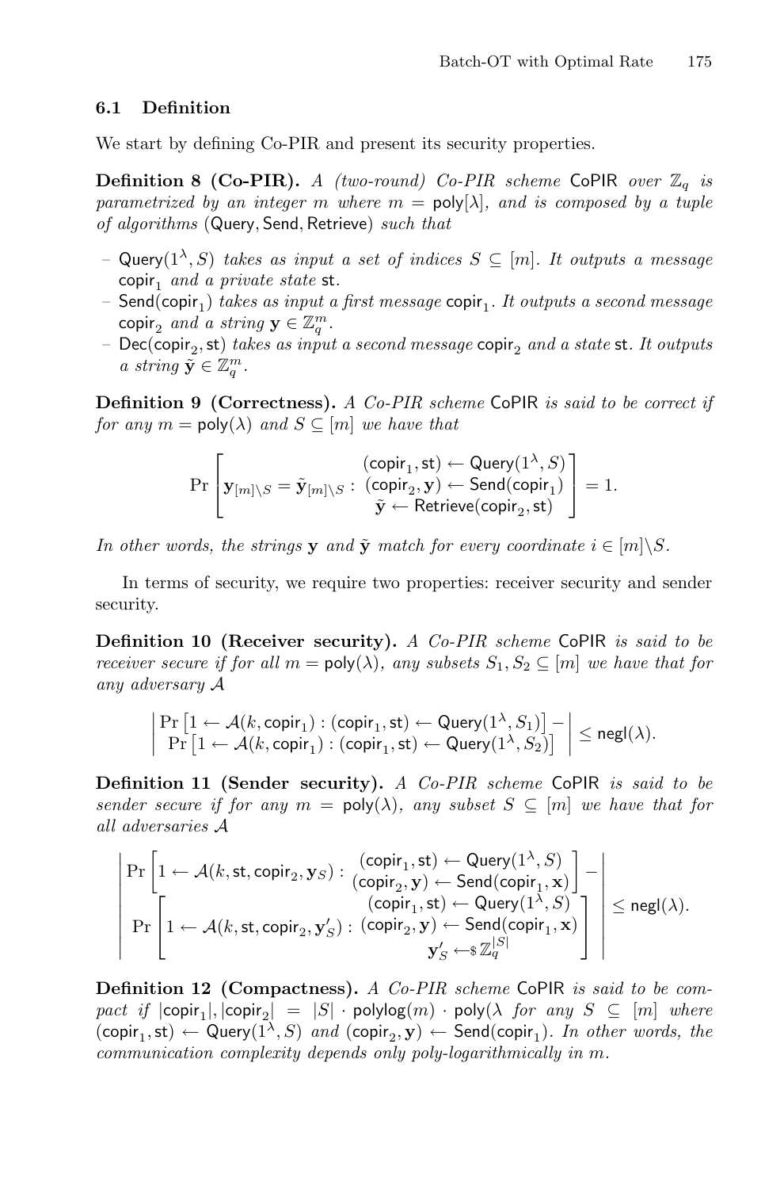### 6.1 Definition

We start by defining Co-PIR and present its security properties.

**Definition 8 (Co-PIR).** *A (two-round) Co-PIR scheme* $\mathsf{CoPIR}$ *over* $\mathbb{Z}_q$ *is parametrized by an integer* $m$ *where* $m = \mathsf{poly}[\lambda]$*, and is composed by a tuple of algorithms* $(\mathsf{Query}, \mathsf{Send}, \mathsf{Retrieve})$ *such that*

- $\mathsf{Query}(1^\lambda, S)$ *takes as input a set of indices* $S \subseteq [m]$*. It outputs a message* $\mathsf{copir}_1$ *and a private state* $\mathsf{st}$*.*
- $\mathsf{Send}(\mathsf{copir}_1)$ *takes as input a first message* $\mathsf{copir}_1$*. It outputs a second message* $\mathsf{copir}_2$ *and a string* $\mathbf{y} \in \mathbb{Z}_q^m$*.*
- $\mathsf{Dec}(\mathsf{copir}_2, \mathsf{st})$ *takes as input a second message* $\mathsf{copir}_2$ *and a state* $\mathsf{st}$*. It outputs a string* $\tilde{\mathbf{y}} \in \mathbb{Z}_q^m$*.*

**Definition 9 (Correctness).** *A Co-PIR scheme* $\mathsf{CoPIR}$ *is said to be correct if for any* $m = \mathsf{poly}(\lambda)$ *and* $S \subseteq [m]$ *we have that*

$$\Pr\left[\mathbf{y}_{[m]\setminus S} = \tilde{\mathbf{y}}_{[m]\setminus S} : \begin{array}{c} (\mathsf{copir}_1, \mathsf{st}) \leftarrow \mathsf{Query}(1^\lambda, S) \\ (\mathsf{copir}_2, \mathbf{y}) \leftarrow \mathsf{Send}(\mathsf{copir}_1) \\ \tilde{\mathbf{y}} \leftarrow \mathsf{Retrieve}(\mathsf{copir}_2, \mathsf{st}) \end{array}\right] = 1.$$

*In other words, the strings* $\mathbf{y}$ *and* $\tilde{\mathbf{y}}$ *match for every coordinate* $i \in [m]\setminus S$*.*

In terms of security, we require two properties: receiver security and sender security.

**Definition 10 (Receiver security).** *A Co-PIR scheme* $\mathsf{CoPIR}$ *is said to be receiver secure if for all* $m = \mathsf{poly}(\lambda)$*, any subsets* $S_1, S_2 \subseteq [m]$ *we have that for any adversary* $\mathcal{A}$

$$\left| \begin{array}{c} \Pr\left[1 \leftarrow \mathcal{A}(k, \mathsf{copir}_1) : (\mathsf{copir}_1, \mathsf{st}) \leftarrow \mathsf{Query}(1^\lambda, S_1)\right] - \\ \Pr\left[1 \leftarrow \mathcal{A}(k, \mathsf{copir}_1) : (\mathsf{copir}_1, \mathsf{st}) \leftarrow \mathsf{Query}(1^\lambda, S_2)\right] \end{array} \right| \leq \mathsf{negl}(\lambda).$$

**Definition 11 (Sender security).** *A Co-PIR scheme* $\mathsf{CoPIR}$ *is said to be sender secure if for any* $m = \mathsf{poly}(\lambda)$*, any subset* $S \subseteq [m]$ *we have that for all adversaries* $\mathcal{A}$

$$\left| \begin{array}{c} \Pr\left[1 \leftarrow \mathcal{A}(k, \mathsf{st}, \mathsf{copir}_2, \mathbf{y}_S) : \begin{array}{c} (\mathsf{copir}_1, \mathsf{st}) \leftarrow \mathsf{Query}(1^\lambda, S) \\ (\mathsf{copir}_2, \mathbf{y}) \leftarrow \mathsf{Send}(\mathsf{copir}_1, \mathbf{x}) \end{array}\right] - \\ \Pr\left[1 \leftarrow \mathcal{A}(k, \mathsf{st}, \mathsf{copir}_2, \mathbf{y}'_S) : \begin{array}{c} (\mathsf{copir}_1, \mathsf{st}) \leftarrow \mathsf{Query}(1^\lambda, S) \\ (\mathsf{copir}_2, \mathbf{y}) \leftarrow \mathsf{Send}(\mathsf{copir}_1, \mathbf{x}) \\ \mathbf{y}'_S \leftarrow\$\, \mathbb{Z}_q^{|S|} \end{array}\right] \end{array} \right| \leq \mathsf{negl}(\lambda).$$

**Definition 12 (Compactness).** *A Co-PIR scheme* $\mathsf{CoPIR}$ *is said to be compact if* $|\mathsf{copir}_1|, |\mathsf{copir}_2| = |S| \cdot \mathsf{polylog}(m) \cdot \mathsf{poly}(\lambda$ *for any* $S \subseteq [m]$ *where* $(\mathsf{copir}_1, \mathsf{st}) \leftarrow \mathsf{Query}(1^\lambda, S)$ *and* $(\mathsf{copir}_2, \mathbf{y}) \leftarrow \mathsf{Send}(\mathsf{copir}_1)$*. In other words, the communication complexity depends only poly-logarithmically in* $m$*.*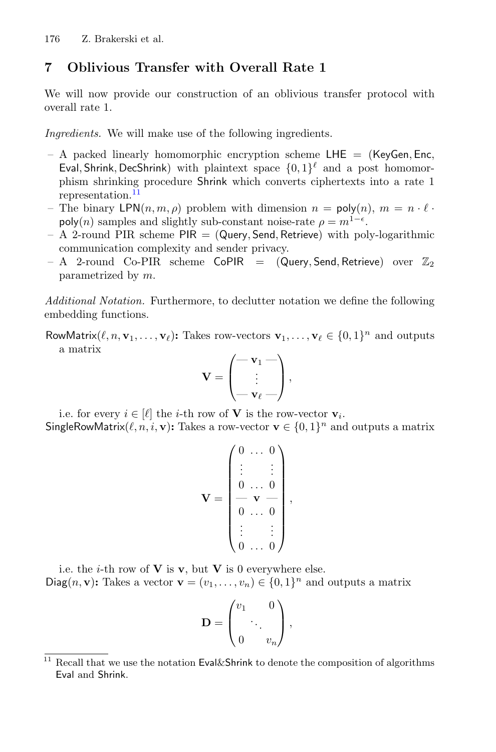## 7 Oblivious Transfer with Overall Rate 1

We will now provide our construction of an oblivious transfer protocol with overall rate 1.

*Ingredients.* We will make use of the following ingredients.

- A packed linearly homomorphic encryption scheme $\mathsf{LHE} = (\mathsf{KeyGen}, \mathsf{Enc}, \mathsf{Eval}, \mathsf{Shrink}, \mathsf{DecShrink})$ with plaintext space $\{0,1\}^\ell$ and a post homomorphism shrinking procedure $\mathsf{Shrink}$ which converts ciphertexts into a rate 1 representation.[11]
- The binary $\mathsf{LPN}(n, m, \rho)$ problem with dimension $n = \mathsf{poly}(n)$, $m = n \cdot \ell \cdot \mathsf{poly}(n)$ samples and slightly sub-constant noise-rate $\rho = m^{1-\epsilon}$.
- A 2-round PIR scheme $\mathsf{PIR} = (\mathsf{Query}, \mathsf{Send}, \mathsf{Retrieve})$ with poly-logarithmic communication complexity and sender privacy.
- A 2-round Co-PIR scheme $\mathsf{CoPIR} = (\mathsf{Query}, \mathsf{Send}, \mathsf{Retrieve})$ over $\mathbb{Z}_2$ parametrized by $m$.

*Additional Notation.* Furthermore, to declutter notation we define the following embedding functions.

**$\mathsf{RowMatrix}(\ell, n, \mathbf{v}_1, \ldots, \mathbf{v}_\ell)$:** Takes row-vectors $\mathbf{v}_1, \ldots, \mathbf{v}_\ell \in \{0,1\}^n$ and outputs a matrix

$$\mathbf{V} = \begin{pmatrix} - \mathbf{v}_1 - \\ \vdots \\ - \mathbf{v}_\ell - \end{pmatrix},$$

i.e. for every $i \in [\ell]$ the $i$-th row of $\mathbf{V}$ is the row-vector $\mathbf{v}_i$.

**$\mathsf{SingleRowMatrix}(\ell, n, i, \mathbf{v})$:** Takes a row-vector $\mathbf{v} \in \{0,1\}^n$ and outputs a matrix

$$\mathbf{V} = \begin{pmatrix} 0 & \ldots & 0 \\ \vdots & & \vdots \\ 0 & \ldots & 0 \\ - & \mathbf{v} & - \\ 0 & \ldots & 0 \\ \vdots & & \vdots \\ 0 & \ldots & 0 \end{pmatrix},$$

i.e. the $i$-th row of $\mathbf{V}$ is $\mathbf{v}$, but $\mathbf{V}$ is 0 everywhere else.

**$\mathsf{Diag}(n, \mathbf{v})$:** Takes a vector $\mathbf{v} = (v_1, \ldots, v_n) \in \{0,1\}^n$ and outputs a matrix

$$\mathbf{D} = \begin{pmatrix} v_1 & & 0 \\ & \ddots & \\ 0 & & v_n \end{pmatrix},$$

[11] Recall that we use the notation $\mathsf{Eval\&Shrink}$ to denote the composition of algorithms $\mathsf{Eval}$ and $\mathsf{Shrink}$.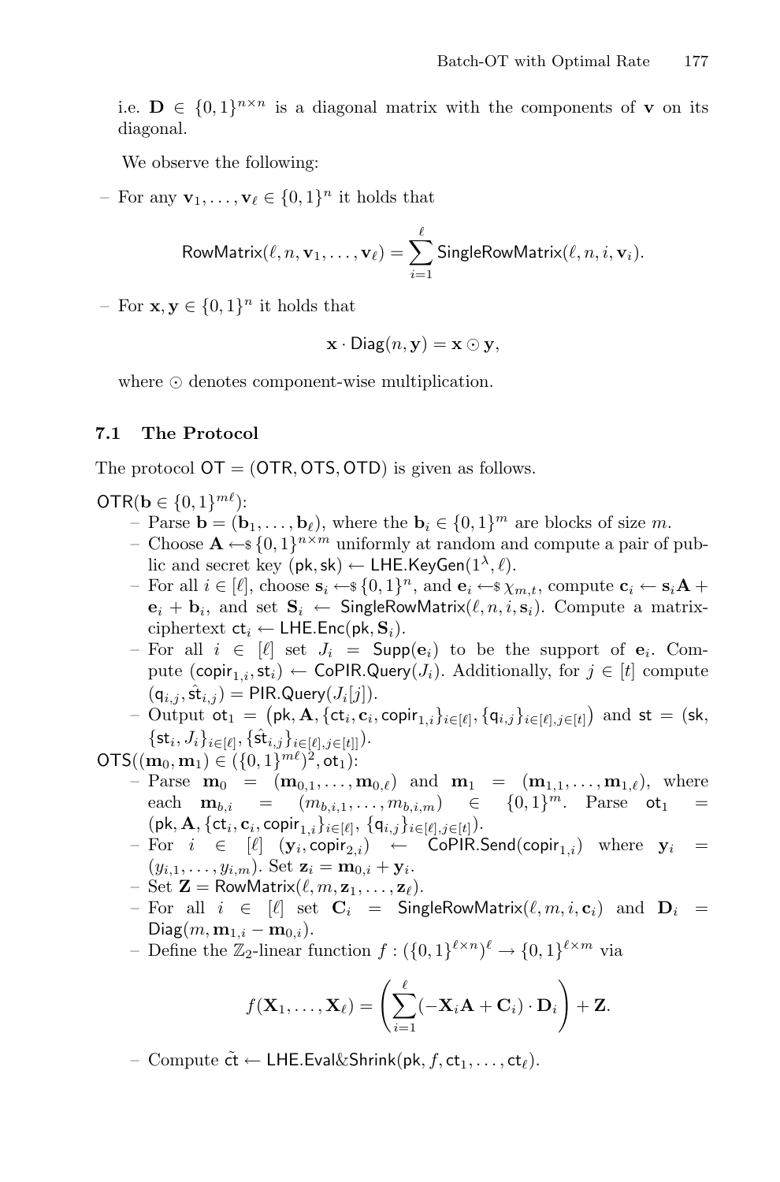i.e. $\mathbf{D} \in \{0,1\}^{n \times n}$ is a diagonal matrix with the components of $\mathbf{v}$ on its diagonal.

We observe the following:

– For any $\mathbf{v}_1, \ldots, \mathbf{v}_\ell \in \{0,1\}^n$ it holds that

$$\mathsf{RowMatrix}(\ell, n, \mathbf{v}_1, \ldots, \mathbf{v}_\ell) = \sum_{i=1}^{\ell} \mathsf{SingleRowMatrix}(\ell, n, i, \mathbf{v}_i).$$

– For $\mathbf{x}, \mathbf{y} \in \{0,1\}^n$ it holds that

$$\mathbf{x} \cdot \mathsf{Diag}(n, \mathbf{y}) = \mathbf{x} \odot \mathbf{y},$$

where $\odot$ denotes component-wise multiplication.

### 7.1 The Protocol

The protocol $\mathsf{OT} = (\mathsf{OTR}, \mathsf{OTS}, \mathsf{OTD})$ is given as follows.

$\mathsf{OTR}(\mathbf{b} \in \{0,1\}^{m\ell})$:

- Parse $\mathbf{b} = (\mathbf{b}_1, \ldots, \mathbf{b}_\ell)$, where the $\mathbf{b}_i \in \{0,1\}^m$ are blocks of size $m$.
- Choose $\mathbf{A} \leftarrow\!\$\, \{0,1\}^{n \times m}$ uniformly at random and compute a pair of public and secret key $(\mathsf{pk}, \mathsf{sk}) \leftarrow \mathsf{LHE.KeyGen}(1^\lambda, \ell)$.
- For all $i \in [\ell]$, choose $\mathbf{s}_i \leftarrow\!\$\, \{0,1\}^n$, and $\mathbf{e}_i \leftarrow\!\$\, \chi_{m,t}$, compute $\mathbf{c}_i \leftarrow \mathbf{s}_i\mathbf{A} + \mathbf{e}_i + \mathbf{b}_i$, and set $\mathbf{S}_i \leftarrow \mathsf{SingleRowMatrix}(\ell, n, i, \mathbf{s}_i)$. Compute a matrix-ciphertext $\mathsf{ct}_i \leftarrow \mathsf{LHE.Enc}(\mathsf{pk}, \mathbf{S}_i)$.
- For all $i \in [\ell]$ set $J_i = \mathsf{Supp}(\mathbf{e}_i)$ to be the support of $\mathbf{e}_i$. Compute $(\mathsf{copir}_{1,i}, \mathsf{st}_i) \leftarrow \mathsf{CoPIR.Query}(J_i)$. Additionally, for $j \in [t]$ compute $(\mathsf{q}_{i,j}, \hat{\mathsf{st}}_{i,j}) = \mathsf{PIR.Query}(J_i[j])$.
- Output $\mathsf{ot}_1 = \big(\mathsf{pk}, \mathbf{A}, \{\mathsf{ct}_i, \mathbf{c}_i, \mathsf{copir}_{1,i}\}_{i \in [\ell]}, \{\mathsf{q}_{i,j}\}_{i \in [\ell], j \in [t]}\big)$ and $\mathsf{st} = (\mathsf{sk}, \{\mathsf{st}_i, J_i\}_{i \in [\ell]}, \{\hat{\mathsf{st}}_{i,j}\}_{i \in [\ell], j \in [t]]})$.

$\mathsf{OTS}((\mathbf{m}_0, \mathbf{m}_1) \in (\{0,1\}^{m\ell})^2, \mathsf{ot}_1)$:

- Parse $\mathbf{m}_0 = (\mathbf{m}_{0,1}, \ldots, \mathbf{m}_{0,\ell})$ and $\mathbf{m}_1 = (\mathbf{m}_{1,1}, \ldots, \mathbf{m}_{1,\ell})$, where each $\mathbf{m}_{b,i} = (m_{b,i,1}, \ldots, m_{b,i,m}) \in \{0,1\}^m$. Parse $\mathsf{ot}_1 = (\mathsf{pk}, \mathbf{A}, \{\mathsf{ct}_i, \mathbf{c}_i, \mathsf{copir}_{1,i}\}_{i \in [\ell]}, \{\mathsf{q}_{i,j}\}_{i \in [\ell], j \in [t]})$.
- For $i \in [\ell]$ $(\mathbf{y}_i, \mathsf{copir}_{2,i}) \leftarrow \mathsf{CoPIR.Send}(\mathsf{copir}_{1,i})$ where $\mathbf{y}_i = (y_{i,1}, \ldots, y_{i,m})$. Set $\mathbf{z}_i = \mathbf{m}_{0,i} + \mathbf{y}_i$.
- Set $\mathbf{Z} = \mathsf{RowMatrix}(\ell, m, \mathbf{z}_1, \ldots, \mathbf{z}_\ell)$.
- For all $i \in [\ell]$ set $\mathbf{C}_i = \mathsf{SingleRowMatrix}(\ell, m, i, \mathbf{c}_i)$ and $\mathbf{D}_i = \mathsf{Diag}(m, \mathbf{m}_{1,i} - \mathbf{m}_{0,i})$.
- Define the $\mathbb{Z}_2$-linear function $f : (\{0,1\}^{\ell \times n})^\ell \to \{0,1\}^{\ell \times m}$ via

$$f(\mathbf{X}_1, \ldots, \mathbf{X}_\ell) = \left( \sum_{i=1}^{\ell} (-\mathbf{X}_i\mathbf{A} + \mathbf{C}_i) \cdot \mathbf{D}_i \right) + \mathbf{Z}.$$

- Compute $\tilde{\mathsf{ct}} \leftarrow \mathsf{LHE.Eval\&Shrink}(\mathsf{pk}, f, \mathsf{ct}_1, \ldots, \mathsf{ct}_\ell)$.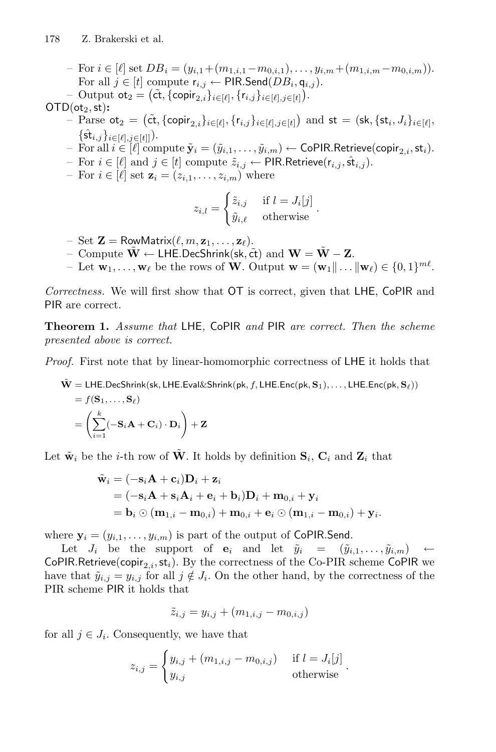- For $i \in [\ell]$ set $DB_i = (y_{i,1} + (m_{1,i,1} - m_{0,i,1}), \ldots, y_{i,m} + (m_{1,i,m} - m_{0,i,m}))$. For all $j \in [t]$ compute $\mathsf{r}_{i,j} \leftarrow \mathsf{PIR.Send}(DB_i, \mathsf{q}_{i,j})$.
- Output $\mathsf{ot}_2 = \left(\tilde{\mathsf{ct}}, \{\mathsf{copir}_{2,i}\}_{i \in [\ell]}, \{\mathsf{r}_{i,j}\}_{i \in [\ell], j \in [t]}\right)$.

$\mathsf{OTD}(\mathsf{ot}_2, \mathsf{st})$**:**

- Parse $\mathsf{ot}_2 = \left(\tilde{\mathsf{ct}}, \{\mathsf{copir}_{2,i}\}_{i \in [\ell]}, \{\mathsf{r}_{i,j}\}_{i \in [\ell], j \in [t]}\right)$ and $\mathsf{st} = (\mathsf{sk}, \{\mathsf{st}_i, J_i\}_{i \in [\ell]}, \{\hat{\mathsf{st}}_{i,j}\}_{i \in [\ell], j \in [t]]})$.
- For all $i \in [\ell]$ compute $\tilde{\mathbf{y}}_i = (\tilde{y}_{i,1}, \ldots, \tilde{y}_{i,m}) \leftarrow \mathsf{CoPIR.Retrieve}(\mathsf{copir}_{2,i}, \mathsf{st}_i)$.
- For $i \in [\ell]$ and $j \in [t]$ compute $\tilde{z}_{i,j} \leftarrow \mathsf{PIR.Retrieve}(\mathsf{r}_{i,j}, \hat{\mathsf{st}}_{i,j})$.
- For $i \in [\ell]$ set $\mathbf{z}_i = (z_{i,1}, \ldots, z_{i,m})$ where

$$z_{i,l} = \begin{cases} \tilde{z}_{i,j} & \text{if } l = J_i[j] \\ \tilde{y}_{i,\ell} & \text{otherwise} \end{cases}.$$

- Set $\mathbf{Z} = \mathsf{RowMatrix}(\ell, m, \mathbf{z}_1, \ldots, \mathbf{z}_\ell)$.
- Compute $\tilde{\mathbf{W}} \leftarrow \mathsf{LHE.DecShrink}(\mathsf{sk}, \tilde{\mathsf{ct}})$ and $\mathbf{W} = \tilde{\mathbf{W}} - \mathbf{Z}$.
- Let $\mathbf{w}_1, \ldots, \mathbf{w}_\ell$ be the rows of $\mathbf{W}$. Output $\mathbf{w} = (\mathbf{w}_1 \| \ldots \| \mathbf{w}_\ell) \in \{0,1\}^{m\ell}$.

*Correctness.* We will first show that $\mathsf{OT}$ is correct, given that $\mathsf{LHE}$, $\mathsf{CoPIR}$ and $\mathsf{PIR}$ are correct.

**Theorem 1.** *Assume that* $\mathsf{LHE}$*,* $\mathsf{CoPIR}$ *and* $\mathsf{PIR}$ *are correct. Then the scheme presented above is correct.*

*Proof.* First note that by linear-homomorphic correctness of $\mathsf{LHE}$ it holds that

$$\begin{aligned}
\tilde{\mathbf{W}} &= \mathsf{LHE.DecShrink}(\mathsf{sk}, \mathsf{LHE.Eval\&Shrink}(\mathsf{pk}, f, \mathsf{LHE.Enc}(\mathsf{pk}, \mathbf{S}_1), \ldots, \mathsf{LHE.Enc}(\mathsf{pk}, \mathbf{S}_\ell)) \\
&= f(\mathbf{S}_1, \ldots, \mathbf{S}_\ell) \\
&= \left( \sum_{i=1}^{k} (-\mathbf{S}_i \mathbf{A} + \mathbf{C}_i) \cdot \mathbf{D}_i \right) + \mathbf{Z}
\end{aligned}$$

Let $\tilde{\mathbf{w}}_i$ be the $i$-th row of $\tilde{\mathbf{W}}$. It holds by definition $\mathbf{S}_i$, $\mathbf{C}_i$ and $\mathbf{Z}_i$ that

$$\begin{aligned}
\tilde{\mathbf{w}}_i &= (-\mathbf{s}_i \mathbf{A} + \mathbf{c}_i)\mathbf{D}_i + \mathbf{z}_i \\
&= (-\mathbf{s}_i \mathbf{A} + \mathbf{s}_i \mathbf{A}_i + \mathbf{e}_i + \mathbf{b}_i)\mathbf{D}_i + \mathbf{m}_{0,i} + \mathbf{y}_i \\
&= \mathbf{b}_i \odot (\mathbf{m}_{1,i} - \mathbf{m}_{0,i}) + \mathbf{m}_{0,i} + \mathbf{e}_i \odot (\mathbf{m}_{1,i} - \mathbf{m}_{0,i}) + \mathbf{y}_i.
\end{aligned}$$

where $\mathbf{y}_i = (y_{i,1}, \ldots, y_{i,m})$ is part of the output of $\mathsf{CoPIR.Send}$.

Let $J_i$ be the support of $\mathbf{e}_i$ and let $\tilde{y}_i = (\tilde{y}_{i,1}, \ldots, \tilde{y}_{i,m}) \leftarrow \mathsf{CoPIR.Retrieve}(\mathsf{copir}_{2,i}, \mathsf{st}_i)$. By the correctness of the Co-PIR scheme $\mathsf{CoPIR}$ we have that $\tilde{y}_{i,j} = y_{i,j}$ for all $j \notin J_i$. On the other hand, by the correctness of the PIR scheme $\mathsf{PIR}$ it holds that

$$\tilde{z}_{i,j} = y_{i,j} + (m_{1,i,j} - m_{0,i,j})$$

for all $j \in J_i$. Consequently, we have that

$$z_{i,j} = \begin{cases} y_{i,j} + (m_{1,i,j} - m_{0,i,j}) & \text{if } l = J_i[j] \\ y_{i,j} & \text{otherwise} \end{cases}.$$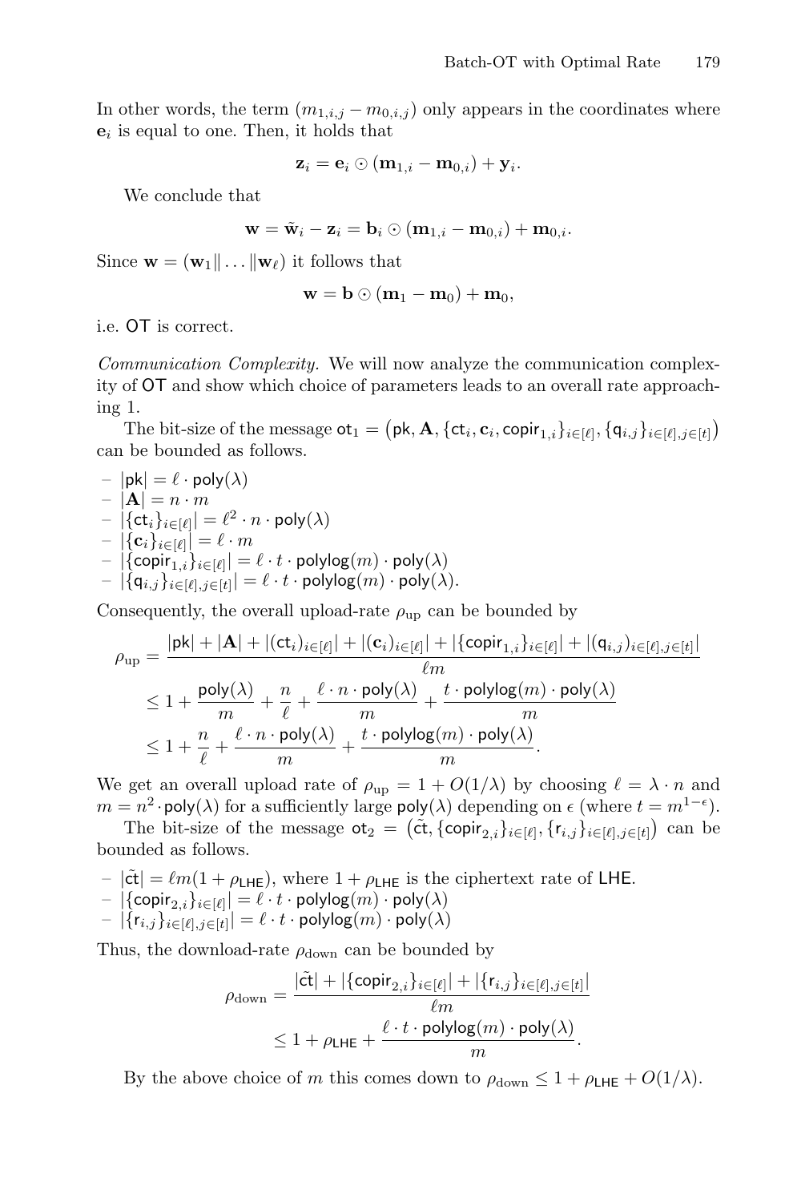In other words, the term $(m_{1,i,j} - m_{0,i,j})$ only appears in the coordinates where $\mathbf{e}_i$ is equal to one. Then, it holds that

$$\mathbf{z}_i = \mathbf{e}_i \odot (\mathbf{m}_{1,i} - \mathbf{m}_{0,i}) + \mathbf{y}_i.$$

We conclude that

$$\mathbf{w} = \tilde{\mathbf{w}}_i - \mathbf{z}_i = \mathbf{b}_i \odot (\mathbf{m}_{1,i} - \mathbf{m}_{0,i}) + \mathbf{m}_{0,i}.$$

Since $\mathbf{w} = (\mathbf{w}_1 \| \dots \| \mathbf{w}_\ell)$ it follows that

$$\mathbf{w} = \mathbf{b} \odot (\mathbf{m}_1 - \mathbf{m}_0) + \mathbf{m}_0,$$

i.e. $\mathsf{OT}$ is correct.

*Communication Complexity.* We will now analyze the communication complexity of $\mathsf{OT}$ and show which choice of parameters leads to an overall rate approaching 1.

The bit-size of the message $\mathsf{ot}_1 = \left(\mathsf{pk}, \mathbf{A}, \{\mathsf{ct}_i, \mathbf{c}_i, \mathsf{copir}_{1,i}\}_{i\in[\ell]}, \{\mathsf{q}_{i,j}\}_{i\in[\ell],j\in[t]}\right)$ can be bounded as follows.

- $|\mathsf{pk}| = \ell \cdot \mathsf{poly}(\lambda)$
- $|\mathbf{A}| = n \cdot m$
- $|\{\mathsf{ct}_i\}_{i\in[\ell]}| = \ell^2 \cdot n \cdot \mathsf{poly}(\lambda)$
- $|\{\mathbf{c}_i\}_{i\in[\ell]}| = \ell \cdot m$
- $|\{\mathsf{copir}_{1,i}\}_{i\in[\ell]}| = \ell \cdot t \cdot \mathsf{polylog}(m) \cdot \mathsf{poly}(\lambda)$
- $|\{\mathsf{q}_{i,j}\}_{i\in[\ell],j\in[t]}| = \ell \cdot t \cdot \mathsf{polylog}(m) \cdot \mathsf{poly}(\lambda)$.

Consequently, the overall upload-rate $\rho_{\text{up}}$ can be bounded by

$$\begin{aligned}
\rho_{\text{up}} &= \frac{|\mathsf{pk}| + |\mathbf{A}| + |(\mathsf{ct}_i)_{i\in[\ell]}| + |(\mathbf{c}_i)_{i\in[\ell]}| + |\{\mathsf{copir}_{1,i}\}_{i\in[\ell]}| + |(\mathsf{q}_{i,j})_{i\in[\ell],j\in[t]}|}{\ell m} \\
&\leq 1 + \frac{\mathsf{poly}(\lambda)}{m} + \frac{n}{\ell} + \frac{\ell \cdot n \cdot \mathsf{poly}(\lambda)}{m} + \frac{t \cdot \mathsf{polylog}(m) \cdot \mathsf{poly}(\lambda)}{m} \\
&\leq 1 + \frac{n}{\ell} + \frac{\ell \cdot n \cdot \mathsf{poly}(\lambda)}{m} + \frac{t \cdot \mathsf{polylog}(m) \cdot \mathsf{poly}(\lambda)}{m}.
\end{aligned}$$

We get an overall upload rate of $\rho_{\text{up}} = 1 + O(1/\lambda)$ by choosing $\ell = \lambda \cdot n$ and $m = n^2 \cdot \mathsf{poly}(\lambda)$ for a sufficiently large $\mathsf{poly}(\lambda)$ depending on $\epsilon$ (where $t = m^{1-\epsilon}$).

The bit-size of the message $\mathsf{ot}_2 = \left(\tilde{\mathsf{ct}}, \{\mathsf{copir}_{2,i}\}_{i\in[\ell]}, \{\mathsf{r}_{i,j}\}_{i\in[\ell],j\in[t]}\right)$ can be bounded as follows.

- $|\tilde{\mathsf{ct}}| = \ell m (1 + \rho_{\mathsf{LHE}})$, where $1 + \rho_{\mathsf{LHE}}$ is the ciphertext rate of $\mathsf{LHE}$.
- $|\{\mathsf{copir}_{2,i}\}_{i\in[\ell]}| = \ell \cdot t \cdot \mathsf{polylog}(m) \cdot \mathsf{poly}(\lambda)$
- $|\{\mathsf{r}_{i,j}\}_{i\in[\ell],j\in[t]}| = \ell \cdot t \cdot \mathsf{polylog}(m) \cdot \mathsf{poly}(\lambda)$

Thus, the download-rate $\rho_{\text{down}}$ can be bounded by

$$\begin{aligned}
\rho_{\text{down}} &= \frac{|\tilde{\mathsf{ct}}| + |\{\mathsf{copir}_{2,i}\}_{i\in[\ell]}| + |\{\mathsf{r}_{i,j}\}_{i\in[\ell],j\in[t]}|}{\ell m} \\
&\leq 1 + \rho_{\mathsf{LHE}} + \frac{\ell \cdot t \cdot \mathsf{polylog}(m) \cdot \mathsf{poly}(\lambda)}{m}.
\end{aligned}$$

By the above choice of $m$ this comes down to $\rho_{\text{down}} \leq 1 + \rho_{\mathsf{LHE}} + O(1/\lambda)$.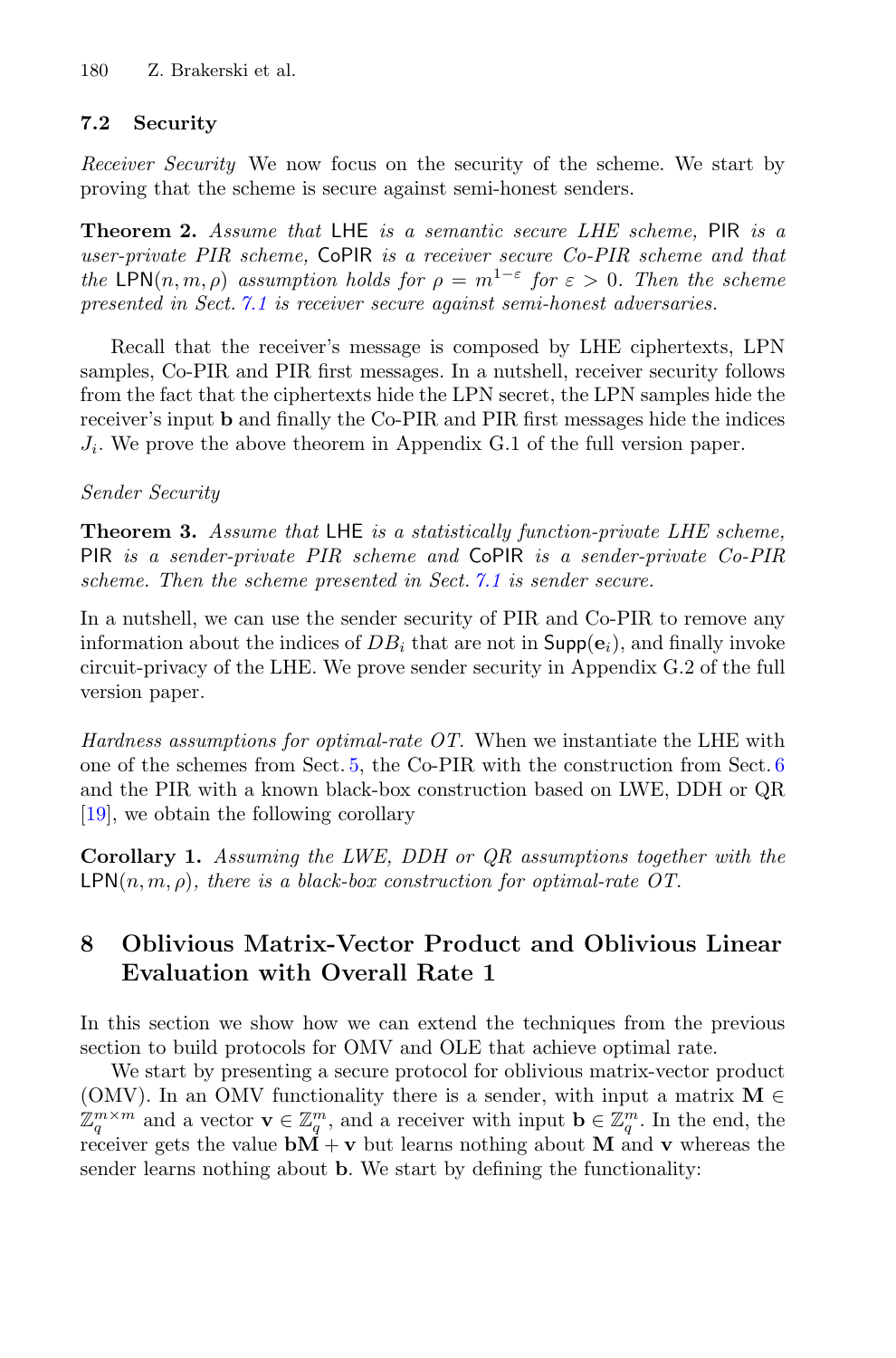### 7.2 Security

*Receiver Security* We now focus on the security of the scheme. We start by proving that the scheme is secure against semi-honest senders.

**Theorem 2.** *Assume that* LHE *is a semantic secure LHE scheme,* PIR *is a user-private PIR scheme,* CoPIR *is a receiver secure Co-PIR scheme and that the* $\mathsf{LPN}(n, m, \rho)$ *assumption holds for* $\rho = m^{1-\varepsilon}$ *for* $\varepsilon > 0$*. Then the scheme presented in Sect. 7.1 is receiver secure against semi-honest adversaries.*

Recall that the receiver's message is composed by LHE ciphertexts, LPN samples, Co-PIR and PIR first messages. In a nutshell, receiver security follows from the fact that the ciphertexts hide the LPN secret, the LPN samples hide the receiver's input $\mathbf{b}$ and finally the Co-PIR and PIR first messages hide the indices $J_i$. We prove the above theorem in Appendix G.1 of the full version paper.

*Sender Security*

**Theorem 3.** *Assume that* LHE *is a statistically function-private LHE scheme,* PIR *is a sender-private PIR scheme and* CoPIR *is a sender-private Co-PIR scheme. Then the scheme presented in Sect. 7.1 is sender secure.*

In a nutshell, we can use the sender security of PIR and Co-PIR to remove any information about the indices of $DB_i$ that are not in $\mathsf{Supp}(\mathbf{e}_i)$, and finally invoke circuit-privacy of the LHE. We prove sender security in Appendix G.2 of the full version paper.

*Hardness assumptions for optimal-rate OT.* When we instantiate the LHE with one of the schemes from Sect. 5, the Co-PIR with the construction from Sect. 6 and the PIR with a known black-box construction based on LWE, DDH or QR [19], we obtain the following corollary

**Corollary 1.** *Assuming the LWE, DDH or QR assumptions together with the* $\mathsf{LPN}(n, m, \rho)$*, there is a black-box construction for optimal-rate OT.*

## 8 Oblivious Matrix-Vector Product and Oblivious Linear Evaluation with Overall Rate 1

In this section we show how we can extend the techniques from the previous section to build protocols for OMV and OLE that achieve optimal rate.

We start by presenting a secure protocol for oblivious matrix-vector product (OMV). In an OMV functionality there is a sender, with input a matrix $\mathbf{M} \in \mathbb{Z}_q^{m \times m}$ and a vector $\mathbf{v} \in \mathbb{Z}_q^m$, and a receiver with input $\mathbf{b} \in \mathbb{Z}_q^m$. In the end, the receiver gets the value $\mathbf{bM} + \mathbf{v}$ but learns nothing about $\mathbf{M}$ and $\mathbf{v}$ whereas the sender learns nothing about $\mathbf{b}$. We start by defining the functionality: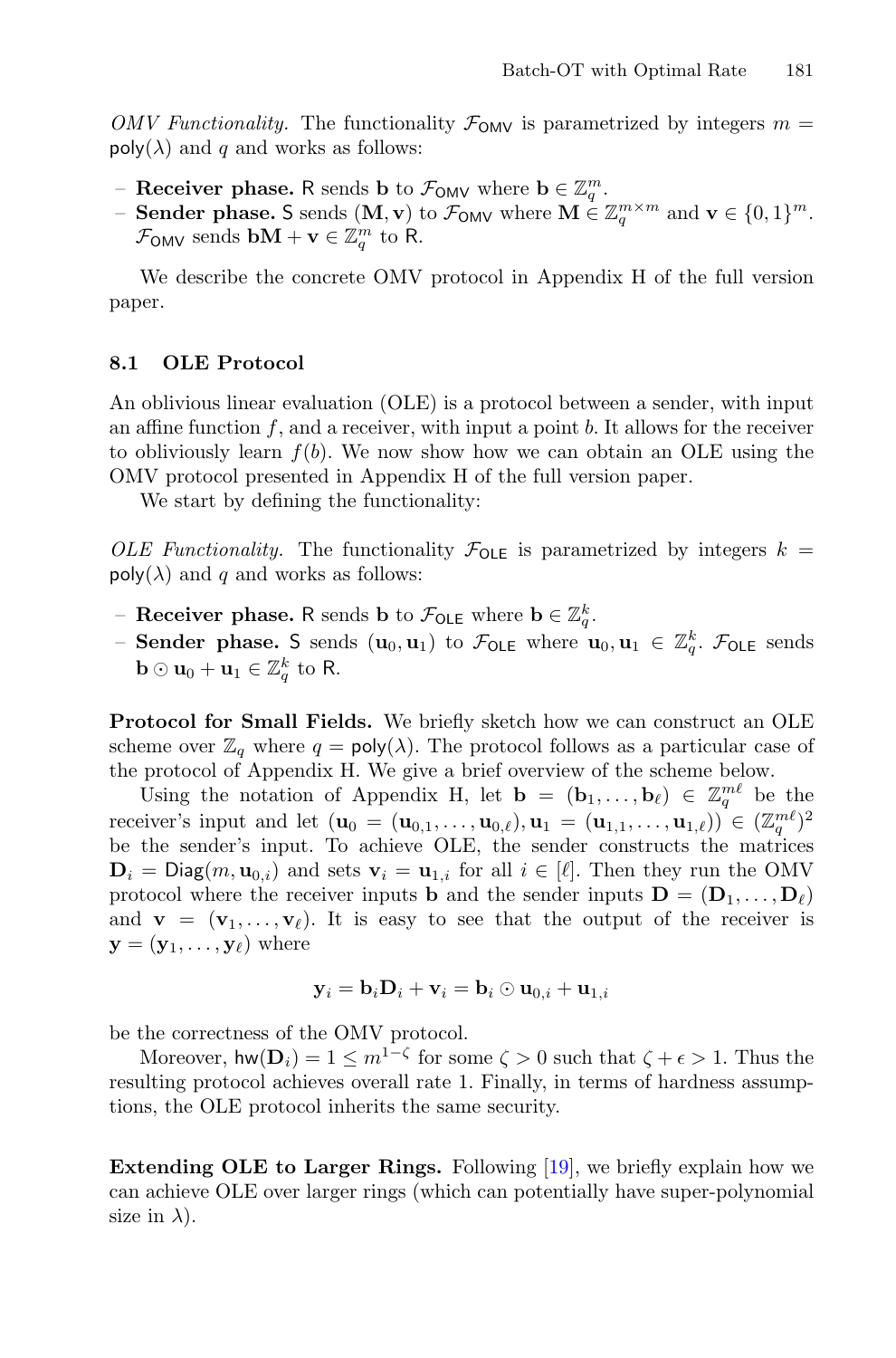*OMV Functionality.* The functionality $\mathcal{F}_{\mathsf{OMV}}$ is parametrized by integers $m = \mathsf{poly}(\lambda)$ and $q$ and works as follows:

- **Receiver phase.** $\mathsf{R}$ sends $\mathbf{b}$ to $\mathcal{F}_{\mathsf{OMV}}$ where $\mathbf{b} \in \mathbb{Z}_q^m$.
- **Sender phase.** $\mathsf{S}$ sends $(\mathbf{M}, \mathbf{v})$ to $\mathcal{F}_{\mathsf{OMV}}$ where $\mathbf{M} \in \mathbb{Z}_q^{m \times m}$ and $\mathbf{v} \in \{0,1\}^m$. $\mathcal{F}_{\mathsf{OMV}}$ sends $\mathbf{bM} + \mathbf{v} \in \mathbb{Z}_q^m$ to $\mathsf{R}$.

We describe the concrete OMV protocol in Appendix H of the full version paper.

### 8.1 OLE Protocol

An oblivious linear evaluation (OLE) is a protocol between a sender, with input an affine function $f$, and a receiver, with input a point $b$. It allows for the receiver to obliviously learn $f(b)$. We now show how we can obtain an OLE using the OMV protocol presented in Appendix H of the full version paper.

We start by defining the functionality:

*OLE Functionality.* The functionality $\mathcal{F}_{\mathsf{OLE}}$ is parametrized by integers $k = \mathsf{poly}(\lambda)$ and $q$ and works as follows:

- **Receiver phase.** $\mathsf{R}$ sends $\mathbf{b}$ to $\mathcal{F}_{\mathsf{OLE}}$ where $\mathbf{b} \in \mathbb{Z}_q^k$.
- **Sender phase.** $\mathsf{S}$ sends $(\mathbf{u}_0, \mathbf{u}_1)$ to $\mathcal{F}_{\mathsf{OLE}}$ where $\mathbf{u}_0, \mathbf{u}_1 \in \mathbb{Z}_q^k$. $\mathcal{F}_{\mathsf{OLE}}$ sends $\mathbf{b} \odot \mathbf{u}_0 + \mathbf{u}_1 \in \mathbb{Z}_q^k$ to $\mathsf{R}$.

**Protocol for Small Fields.** We briefly sketch how we can construct an OLE scheme over $\mathbb{Z}_q$ where $q = \mathsf{poly}(\lambda)$. The protocol follows as a particular case of the protocol of Appendix H. We give a brief overview of the scheme below.

Using the notation of Appendix H, let $\mathbf{b} = (\mathbf{b}_1, \dots, \mathbf{b}_\ell) \in \mathbb{Z}_q^{m\ell}$ be the receiver's input and let $(\mathbf{u}_0 = (\mathbf{u}_{0,1}, \dots, \mathbf{u}_{0,\ell}), \mathbf{u}_1 = (\mathbf{u}_{1,1}, \dots, \mathbf{u}_{1,\ell})) \in (\mathbb{Z}_q^{m\ell})^2$ be the sender's input. To achieve OLE, the sender constructs the matrices $\mathbf{D}_i = \mathsf{Diag}(m, \mathbf{u}_{0,i})$ and sets $\mathbf{v}_i = \mathbf{u}_{1,i}$ for all $i \in [\ell]$. Then they run the OMV protocol where the receiver inputs $\mathbf{b}$ and the sender inputs $\mathbf{D} = (\mathbf{D}_1, \dots, \mathbf{D}_\ell)$ and $\mathbf{v} = (\mathbf{v}_1, \dots, \mathbf{v}_\ell)$. It is easy to see that the output of the receiver is $\mathbf{y} = (\mathbf{y}_1, \dots, \mathbf{y}_\ell)$ where

$$\mathbf{y}_i = \mathbf{b}_i \mathbf{D}_i + \mathbf{v}_i = \mathbf{b}_i \odot \mathbf{u}_{0,i} + \mathbf{u}_{1,i}$$

be the correctness of the OMV protocol.

Moreover, $\mathsf{hw}(\mathbf{D}_i) = 1 \le m^{1-\zeta}$ for some $\zeta > 0$ such that $\zeta + \epsilon > 1$. Thus the resulting protocol achieves overall rate 1. Finally, in terms of hardness assumptions, the OLE protocol inherits the same security.

**Extending OLE to Larger Rings.** Following [19], we briefly explain how we can achieve OLE over larger rings (which can potentially have super-polynomial size in $\lambda$).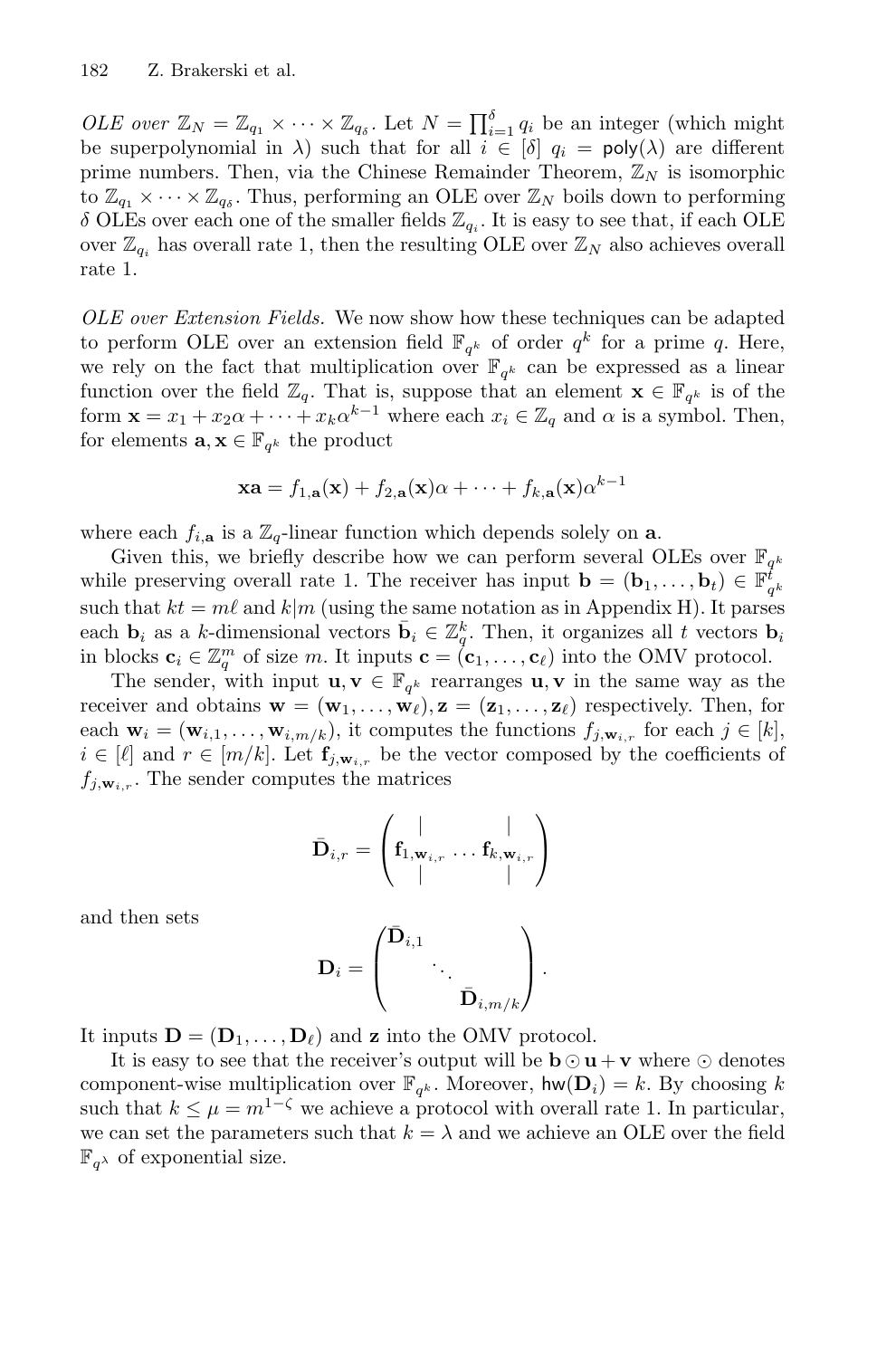*OLE over* $\mathbb{Z}_N = \mathbb{Z}_{q_1} \times \cdots \times \mathbb{Z}_{q_\delta}$. Let $N = \prod_{i=1}^{\delta} q_i$ be an integer (which might be superpolynomial in $\lambda$) such that for all $i \in [\delta]$ $q_i = \mathsf{poly}(\lambda)$ are different prime numbers. Then, via the Chinese Remainder Theorem, $\mathbb{Z}_N$ is isomorphic to $\mathbb{Z}_{q_1} \times \cdots \times \mathbb{Z}_{q_\delta}$. Thus, performing an OLE over $\mathbb{Z}_N$ boils down to performing $\delta$ OLEs over each one of the smaller fields $\mathbb{Z}_{q_i}$. It is easy to see that, if each OLE over $\mathbb{Z}_{q_i}$ has overall rate 1, then the resulting OLE over $\mathbb{Z}_N$ also achieves overall rate 1.

*OLE over Extension Fields.* We now show how these techniques can be adapted to perform OLE over an extension field $\mathbb{F}_{q^k}$ of order $q^k$ for a prime $q$. Here, we rely on the fact that multiplication over $\mathbb{F}_{q^k}$ can be expressed as a linear function over the field $\mathbb{Z}_q$. That is, suppose that an element $\mathbf{x} \in \mathbb{F}_{q^k}$ is of the form $\mathbf{x} = x_1 + x_2\alpha + \cdots + x_k\alpha^{k-1}$ where each $x_i \in \mathbb{Z}_q$ and $\alpha$ is a symbol. Then, for elements $\mathbf{a}, \mathbf{x} \in \mathbb{F}_{q^k}$ the product

$$\mathbf{x}\mathbf{a} = f_{1,\mathbf{a}}(\mathbf{x}) + f_{2,\mathbf{a}}(\mathbf{x})\alpha + \cdots + f_{k,\mathbf{a}}(\mathbf{x})\alpha^{k-1}$$

where each $f_{i,\mathbf{a}}$ is a $\mathbb{Z}_q$-linear function which depends solely on $\mathbf{a}$.

Given this, we briefly describe how we can perform several OLEs over $\mathbb{F}_{q^k}$ while preserving overall rate 1. The receiver has input $\mathbf{b} = (\mathbf{b}_1, \ldots, \mathbf{b}_t) \in \mathbb{F}_{q^k}^t$ such that $kt = m\ell$ and $k|m$ (using the same notation as in Appendix H). It parses each $\mathbf{b}_i$ as a $k$-dimensional vectors $\bar{\mathbf{b}}_i \in \mathbb{Z}_q^k$. Then, it organizes all $t$ vectors $\mathbf{b}_i$ in blocks $\mathbf{c}_i \in \mathbb{Z}_q^m$ of size $m$. It inputs $\mathbf{c} = (\mathbf{c}_1, \ldots, \mathbf{c}_\ell)$ into the OMV protocol.

The sender, with input $\mathbf{u}, \mathbf{v} \in \mathbb{F}_{q^k}$ rearranges $\mathbf{u}, \mathbf{v}$ in the same way as the receiver and obtains $\mathbf{w} = (\mathbf{w}_1, \ldots, \mathbf{w}_\ell), \mathbf{z} = (\mathbf{z}_1, \ldots, \mathbf{z}_\ell)$ respectively. Then, for each $\mathbf{w}_i = (\mathbf{w}_{i,1}, \ldots, \mathbf{w}_{i,m/k})$, it computes the functions $f_{j,\mathbf{w}_{i,r}}$ for each $j \in [k]$, $i \in [\ell]$ and $r \in [m/k]$. Let $\mathbf{f}_{j,\mathbf{w}_{i,r}}$ be the vector composed by the coefficients of $f_{j,\mathbf{w}_{i,r}}$. The sender computes the matrices

$$\bar{\mathbf{D}}_{i,r} = \begin{pmatrix} | & & | \\ \mathbf{f}_{1,\mathbf{w}_{i,r}} & \ldots & \mathbf{f}_{k,\mathbf{w}_{i,r}} \\ | & & | \end{pmatrix}$$

and then sets

$$\mathbf{D}_i = \begin{pmatrix} \bar{\mathbf{D}}_{i,1} & & \\ & \ddots & \\ & & \bar{\mathbf{D}}_{i,m/k} \end{pmatrix}.$$

It inputs $\mathbf{D} = (\mathbf{D}_1, \ldots, \mathbf{D}_\ell)$ and $\mathbf{z}$ into the OMV protocol.

It is easy to see that the receiver's output will be $\mathbf{b} \odot \mathbf{u} + \mathbf{v}$ where $\odot$ denotes component-wise multiplication over $\mathbb{F}_{q^k}$. Moreover, $\mathsf{hw}(\mathbf{D}_i) = k$. By choosing $k$ such that $k \leq \mu = m^{1-\zeta}$ we achieve a protocol with overall rate 1. In particular, we can set the parameters such that $k = \lambda$ and we achieve an OLE over the field $\mathbb{F}_{q^\lambda}$ of exponential size.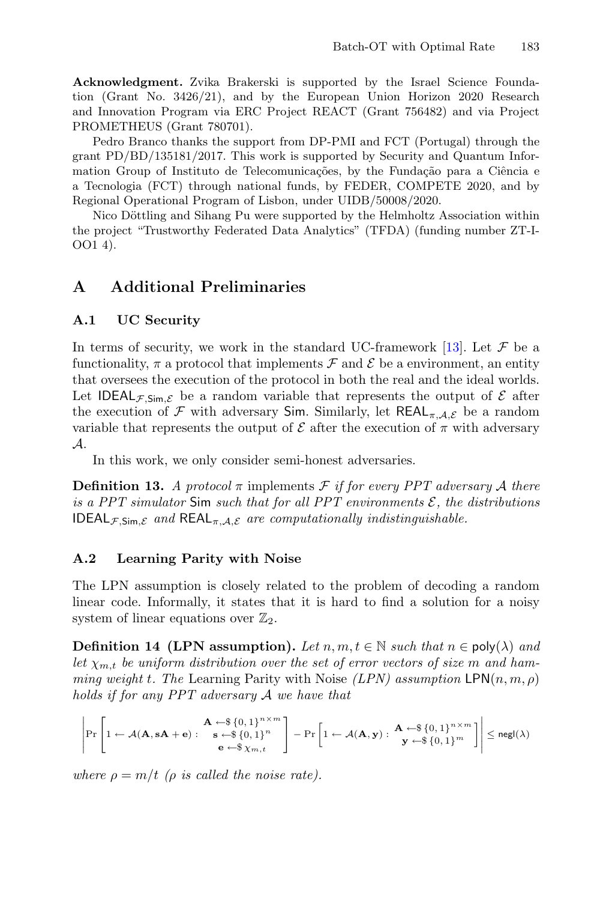**Acknowledgment.** Zvika Brakerski is supported by the Israel Science Foundation (Grant No. 3426/21), and by the European Union Horizon 2020 Research and Innovation Program via ERC Project REACT (Grant 756482) and via Project PROMETHEUS (Grant 780701).

Pedro Branco thanks the support from DP-PMI and FCT (Portugal) through the grant PD/BD/135181/2017. This work is supported by Security and Quantum Information Group of Instituto de Telecomunicações, by the Fundação para a Ciência e a Tecnologia (FCT) through national funds, by FEDER, COMPETE 2020, and by Regional Operational Program of Lisbon, under UIDB/50008/2020.

Nico Döttling and Sihang Pu were supported by the Helmholtz Association within the project "Trustworthy Federated Data Analytics" (TFDA) (funding number ZT-I-OO1 4).

## A Additional Preliminaries

### A.1 UC Security

In terms of security, we work in the standard UC-framework [13]. Let $\mathcal{F}$ be a functionality, $\pi$ a protocol that implements $\mathcal{F}$ and $\mathcal{E}$ be a environment, an entity that oversees the execution of the protocol in both the real and the ideal worlds. Let $\mathsf{IDEAL}_{\mathcal{F},\mathsf{Sim},\mathcal{E}}$ be a random variable that represents the output of $\mathcal{E}$ after the execution of $\mathcal{F}$ with adversary $\mathsf{Sim}$. Similarly, let $\mathsf{REAL}_{\pi,\mathcal{A},\mathcal{E}}$ be a random variable that represents the output of $\mathcal{E}$ after the execution of $\pi$ with adversary $\mathcal{A}$.

In this work, we only consider semi-honest adversaries.

**Definition 13.** *A protocol $\pi$ implements $\mathcal{F}$ if for every PPT adversary $\mathcal{A}$ there is a PPT simulator $\mathsf{Sim}$ such that for all PPT environments $\mathcal{E}$, the distributions $\mathsf{IDEAL}_{\mathcal{F},\mathsf{Sim},\mathcal{E}}$ and $\mathsf{REAL}_{\pi,\mathcal{A},\mathcal{E}}$ are computationally indistinguishable.*

### A.2 Learning Parity with Noise

The LPN assumption is closely related to the problem of decoding a random linear code. Informally, it states that it is hard to find a solution for a noisy system of linear equations over $\mathbb{Z}_2$.

**Definition 14 (LPN assumption).** *Let $n, m, t \in \mathbb{N}$ such that $n \in \mathsf{poly}(\lambda)$ and let $\chi_{m,t}$ be uniform distribution over the set of error vectors of size $m$ and hamming weight $t$. The* Learning Parity with Noise *(LPN) assumption $\mathsf{LPN}(n, m, \rho)$ holds if for any PPT adversary $\mathcal{A}$ we have that*

$$\left| \Pr\left[ 1 \leftarrow \mathcal{A}(\mathbf{A}, \mathbf{s}\mathbf{A} + \mathbf{e}) : \begin{array}{c} \mathbf{A} \leftarrow\$ \{0,1\}^{n \times m} \\ \mathbf{s} \leftarrow\$ \{0,1\}^{n} \\ \mathbf{e} \leftarrow\$ \chi_{m,t} \end{array} \right] - \Pr\left[ 1 \leftarrow \mathcal{A}(\mathbf{A}, \mathbf{y}) : \begin{array}{c} \mathbf{A} \leftarrow\$ \{0,1\}^{n \times m} \\ \mathbf{y} \leftarrow\$ \{0,1\}^{m} \end{array} \right] \right| \leq \mathsf{negl}(\lambda)$$

*where $\rho = m/t$ ($\rho$ is called the noise rate).*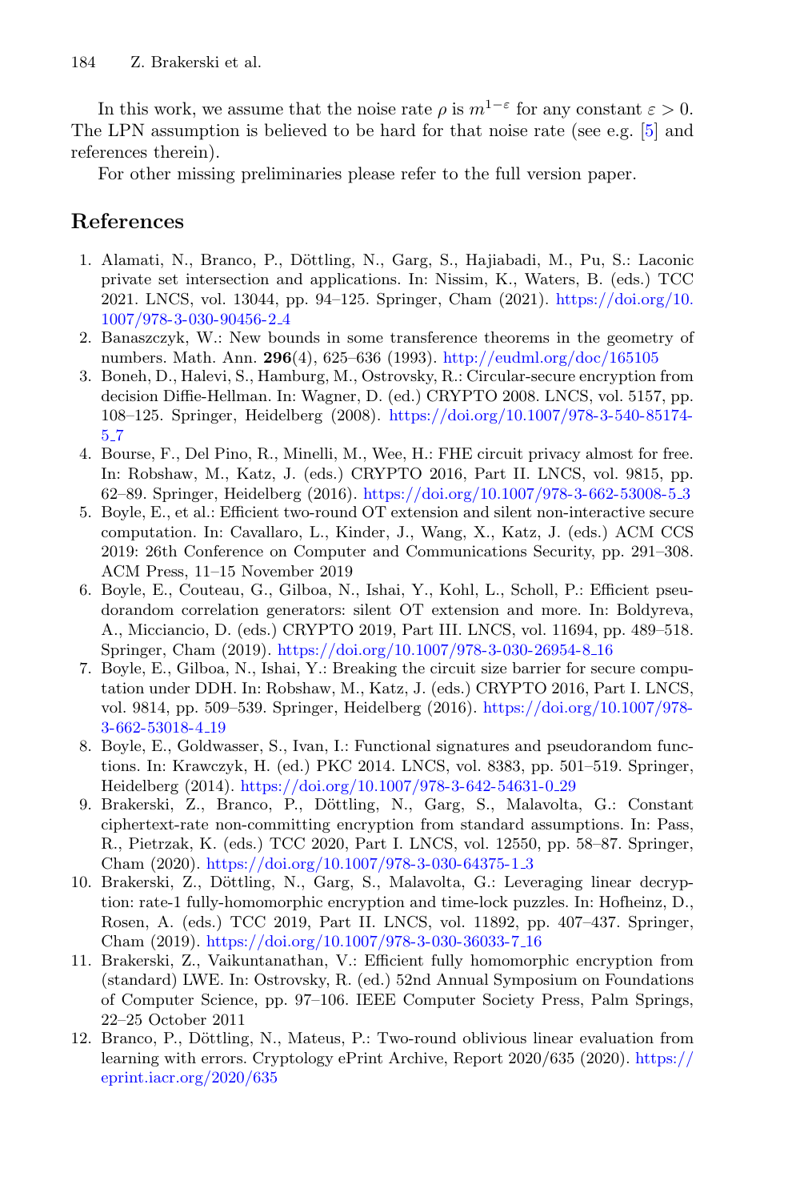In this work, we assume that the noise rate $\rho$ is $m^{1-\varepsilon}$ for any constant $\varepsilon > 0$. The LPN assumption is believed to be hard for that noise rate (see e.g. [5] and references therein).

For other missing preliminaries please refer to the full version paper.

## References

1. Alamati, N., Branco, P., Döttling, N., Garg, S., Hajiabadi, M., Pu, S.: Laconic private set intersection and applications. In: Nissim, K., Waters, B. (eds.) TCC 2021. LNCS, vol. 13044, pp. 94–125. Springer, Cham (2021). https://doi.org/10.1007/978-3-030-90456-2_4
2. Banaszczyk, W.: New bounds in some transference theorems in the geometry of numbers. Math. Ann. **296**(4), 625–636 (1993). http://eudml.org/doc/165105
3. Boneh, D., Halevi, S., Hamburg, M., Ostrovsky, R.: Circular-secure encryption from decision Diffie-Hellman. In: Wagner, D. (ed.) CRYPTO 2008. LNCS, vol. 5157, pp. 108–125. Springer, Heidelberg (2008). https://doi.org/10.1007/978-3-540-85174-5_7
4. Bourse, F., Del Pino, R., Minelli, M., Wee, H.: FHE circuit privacy almost for free. In: Robshaw, M., Katz, J. (eds.) CRYPTO 2016, Part II. LNCS, vol. 9815, pp. 62–89. Springer, Heidelberg (2016). https://doi.org/10.1007/978-3-662-53008-5_3
5. Boyle, E., et al.: Efficient two-round OT extension and silent non-interactive secure computation. In: Cavallaro, L., Kinder, J., Wang, X., Katz, J. (eds.) ACM CCS 2019: 26th Conference on Computer and Communications Security, pp. 291–308. ACM Press, 11–15 November 2019
6. Boyle, E., Couteau, G., Gilboa, N., Ishai, Y., Kohl, L., Scholl, P.: Efficient pseudorandom correlation generators: silent OT extension and more. In: Boldyreva, A., Micciancio, D. (eds.) CRYPTO 2019, Part III. LNCS, vol. 11694, pp. 489–518. Springer, Cham (2019). https://doi.org/10.1007/978-3-030-26954-8_16
7. Boyle, E., Gilboa, N., Ishai, Y.: Breaking the circuit size barrier for secure computation under DDH. In: Robshaw, M., Katz, J. (eds.) CRYPTO 2016, Part I. LNCS, vol. 9814, pp. 509–539. Springer, Heidelberg (2016). https://doi.org/10.1007/978-3-662-53018-4_19
8. Boyle, E., Goldwasser, S., Ivan, I.: Functional signatures and pseudorandom functions. In: Krawczyk, H. (ed.) PKC 2014. LNCS, vol. 8383, pp. 501–519. Springer, Heidelberg (2014). https://doi.org/10.1007/978-3-642-54631-0_29
9. Brakerski, Z., Branco, P., Döttling, N., Garg, S., Malavolta, G.: Constant ciphertext-rate non-committing encryption from standard assumptions. In: Pass, R., Pietrzak, K. (eds.) TCC 2020, Part I. LNCS, vol. 12550, pp. 58–87. Springer, Cham (2020). https://doi.org/10.1007/978-3-030-64375-1_3
10. Brakerski, Z., Döttling, N., Garg, S., Malavolta, G.: Leveraging linear decryption: rate-1 fully-homomorphic encryption and time-lock puzzles. In: Hofheinz, D., Rosen, A. (eds.) TCC 2019, Part II. LNCS, vol. 11892, pp. 407–437. Springer, Cham (2019). https://doi.org/10.1007/978-3-030-36033-7_16
11. Brakerski, Z., Vaikuntanathan, V.: Efficient fully homomorphic encryption from (standard) LWE. In: Ostrovsky, R. (ed.) 52nd Annual Symposium on Foundations of Computer Science, pp. 97–106. IEEE Computer Society Press, Palm Springs, 22–25 October 2011
12. Branco, P., Döttling, N., Mateus, P.: Two-round oblivious linear evaluation from learning with errors. Cryptology ePrint Archive, Report 2020/635 (2020). https://eprint.iacr.org/2020/635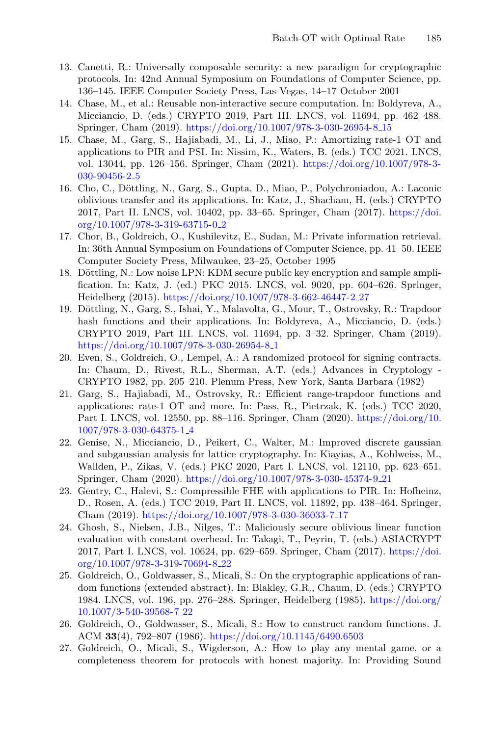13. Canetti, R.: Universally composable security: a new paradigm for cryptographic protocols. In: 42nd Annual Symposium on Foundations of Computer Science, pp. 136–145. IEEE Computer Society Press, Las Vegas, 14–17 October 2001
14. Chase, M., et al.: Reusable non-interactive secure computation. In: Boldyreva, A., Micciancio, D. (eds.) CRYPTO 2019, Part III. LNCS, vol. 11694, pp. 462–488. Springer, Cham (2019). https://doi.org/10.1007/978-3-030-26954-8_15
15. Chase, M., Garg, S., Hajiabadi, M., Li, J., Miao, P.: Amortizing rate-1 OT and applications to PIR and PSI. In: Nissim, K., Waters, B. (eds.) TCC 2021. LNCS, vol. 13044, pp. 126–156. Springer, Cham (2021). https://doi.org/10.1007/978-3-030-90456-2_5
16. Cho, C., Döttling, N., Garg, S., Gupta, D., Miao, P., Polychroniadou, A.: Laconic oblivious transfer and its applications. In: Katz, J., Shacham, H. (eds.) CRYPTO 2017, Part II. LNCS, vol. 10402, pp. 33–65. Springer, Cham (2017). https://doi.org/10.1007/978-3-319-63715-0_2
17. Chor, B., Goldreich, O., Kushilevitz, E., Sudan, M.: Private information retrieval. In: 36th Annual Symposium on Foundations of Computer Science, pp. 41–50. IEEE Computer Society Press, Milwaukee, 23–25, October 1995
18. Döttling, N.: Low noise LPN: KDM secure public key encryption and sample amplification. In: Katz, J. (ed.) PKC 2015. LNCS, vol. 9020, pp. 604–626. Springer, Heidelberg (2015). https://doi.org/10.1007/978-3-662-46447-2_27
19. Döttling, N., Garg, S., Ishai, Y., Malavolta, G., Mour, T., Ostrovsky, R.: Trapdoor hash functions and their applications. In: Boldyreva, A., Micciancio, D. (eds.) CRYPTO 2019, Part III. LNCS, vol. 11694, pp. 3–32. Springer, Cham (2019). https://doi.org/10.1007/978-3-030-26954-8_1
20. Even, S., Goldreich, O., Lempel, A.: A randomized protocol for signing contracts. In: Chaum, D., Rivest, R.L., Sherman, A.T. (eds.) Advances in Cryptology - CRYPTO 1982, pp. 205–210. Plenum Press, New York, Santa Barbara (1982)
21. Garg, S., Hajiabadi, M., Ostrovsky, R.: Efficient range-trapdoor functions and applications: rate-1 OT and more. In: Pass, R., Pietrzak, K. (eds.) TCC 2020, Part I. LNCS, vol. 12550, pp. 88–116. Springer, Cham (2020). https://doi.org/10.1007/978-3-030-64375-1_4
22. Genise, N., Micciancio, D., Peikert, C., Walter, M.: Improved discrete gaussian and subgaussian analysis for lattice cryptography. In: Kiayias, A., Kohlweiss, M., Wallden, P., Zikas, V. (eds.) PKC 2020, Part I. LNCS, vol. 12110, pp. 623–651. Springer, Cham (2020). https://doi.org/10.1007/978-3-030-45374-9_21
23. Gentry, C., Halevi, S.: Compressible FHE with applications to PIR. In: Hofheinz, D., Rosen, A. (eds.) TCC 2019, Part II. LNCS, vol. 11892, pp. 438–464. Springer, Cham (2019). https://doi.org/10.1007/978-3-030-36033-7_17
24. Ghosh, S., Nielsen, J.B., Nilges, T.: Maliciously secure oblivious linear function evaluation with constant overhead. In: Takagi, T., Peyrin, T. (eds.) ASIACRYPT 2017, Part I. LNCS, vol. 10624, pp. 629–659. Springer, Cham (2017). https://doi.org/10.1007/978-3-319-70694-8_22
25. Goldreich, O., Goldwasser, S., Micali, S.: On the cryptographic applications of random functions (extended abstract). In: Blakley, G.R., Chaum, D. (eds.) CRYPTO 1984. LNCS, vol. 196, pp. 276–288. Springer, Heidelberg (1985). https://doi.org/10.1007/3-540-39568-7_22
26. Goldreich, O., Goldwasser, S., Micali, S.: How to construct random functions. J. ACM **33**(4), 792–807 (1986). https://doi.org/10.1145/6490.6503
27. Goldreich, O., Micali, S., Wigderson, A.: How to play any mental game, or a completeness theorem for protocols with honest majority. In: Providing Sound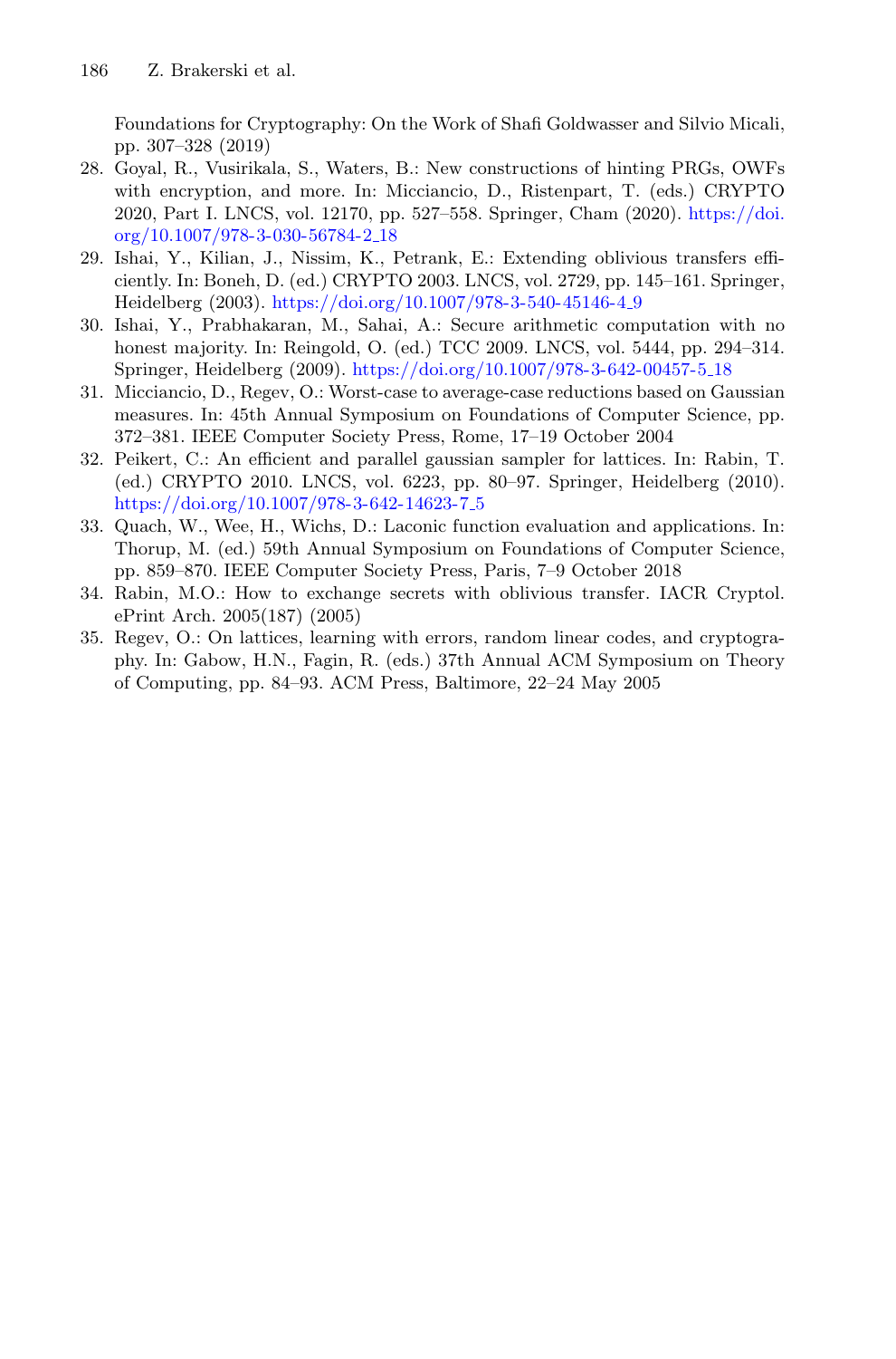Foundations for Cryptography: On the Work of Shafi Goldwasser and Silvio Micali, pp. 307–328 (2019)

28. Goyal, R., Vusirikala, S., Waters, B.: New constructions of hinting PRGs, OWFs with encryption, and more. In: Micciancio, D., Ristenpart, T. (eds.) CRYPTO 2020, Part I. LNCS, vol. 12170, pp. 527–558. Springer, Cham (2020). https://doi.org/10.1007/978-3-030-56784-2_18
29. Ishai, Y., Kilian, J., Nissim, K., Petrank, E.: Extending oblivious transfers efficiently. In: Boneh, D. (ed.) CRYPTO 2003. LNCS, vol. 2729, pp. 145–161. Springer, Heidelberg (2003). https://doi.org/10.1007/978-3-540-45146-4_9
30. Ishai, Y., Prabhakaran, M., Sahai, A.: Secure arithmetic computation with no honest majority. In: Reingold, O. (ed.) TCC 2009. LNCS, vol. 5444, pp. 294–314. Springer, Heidelberg (2009). https://doi.org/10.1007/978-3-642-00457-5_18
31. Micciancio, D., Regev, O.: Worst-case to average-case reductions based on Gaussian measures. In: 45th Annual Symposium on Foundations of Computer Science, pp. 372–381. IEEE Computer Society Press, Rome, 17–19 October 2004
32. Peikert, C.: An efficient and parallel gaussian sampler for lattices. In: Rabin, T. (ed.) CRYPTO 2010. LNCS, vol. 6223, pp. 80–97. Springer, Heidelberg (2010). https://doi.org/10.1007/978-3-642-14623-7_5
33. Quach, W., Wee, H., Wichs, D.: Laconic function evaluation and applications. In: Thorup, M. (ed.) 59th Annual Symposium on Foundations of Computer Science, pp. 859–870. IEEE Computer Society Press, Paris, 7–9 October 2018
34. Rabin, M.O.: How to exchange secrets with oblivious transfer. IACR Cryptol. ePrint Arch. 2005(187) (2005)
35. Regev, O.: On lattices, learning with errors, random linear codes, and cryptography. In: Gabow, H.N., Fagin, R. (eds.) 37th Annual ACM Symposium on Theory of Computing, pp. 84–93. ACM Press, Baltimore, 22–24 May 2005